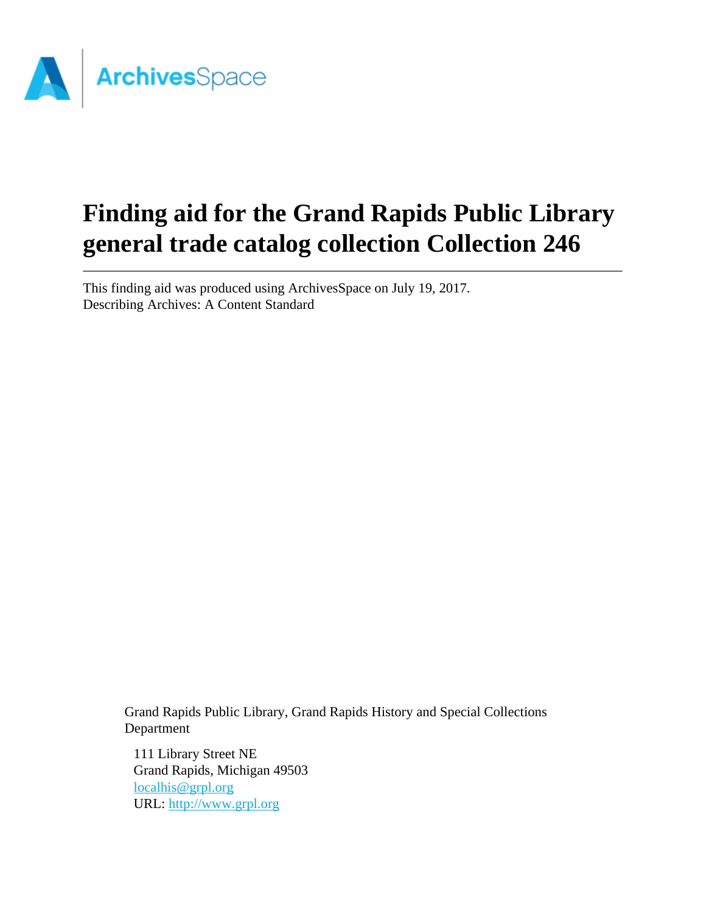# Finding aid for the Grand Rapids Public Library general trade catalog collection Collection 246

This finding aid was produced using ArchivesSpace on July 19, 2017.
Describing Archives: A Content Standard

Grand Rapids Public Library, Grand Rapids History and Special Collections Department

111 Library Street NE
Grand Rapids, Michigan 49503
localhis@grpl.org
URL: http://www.grpl.org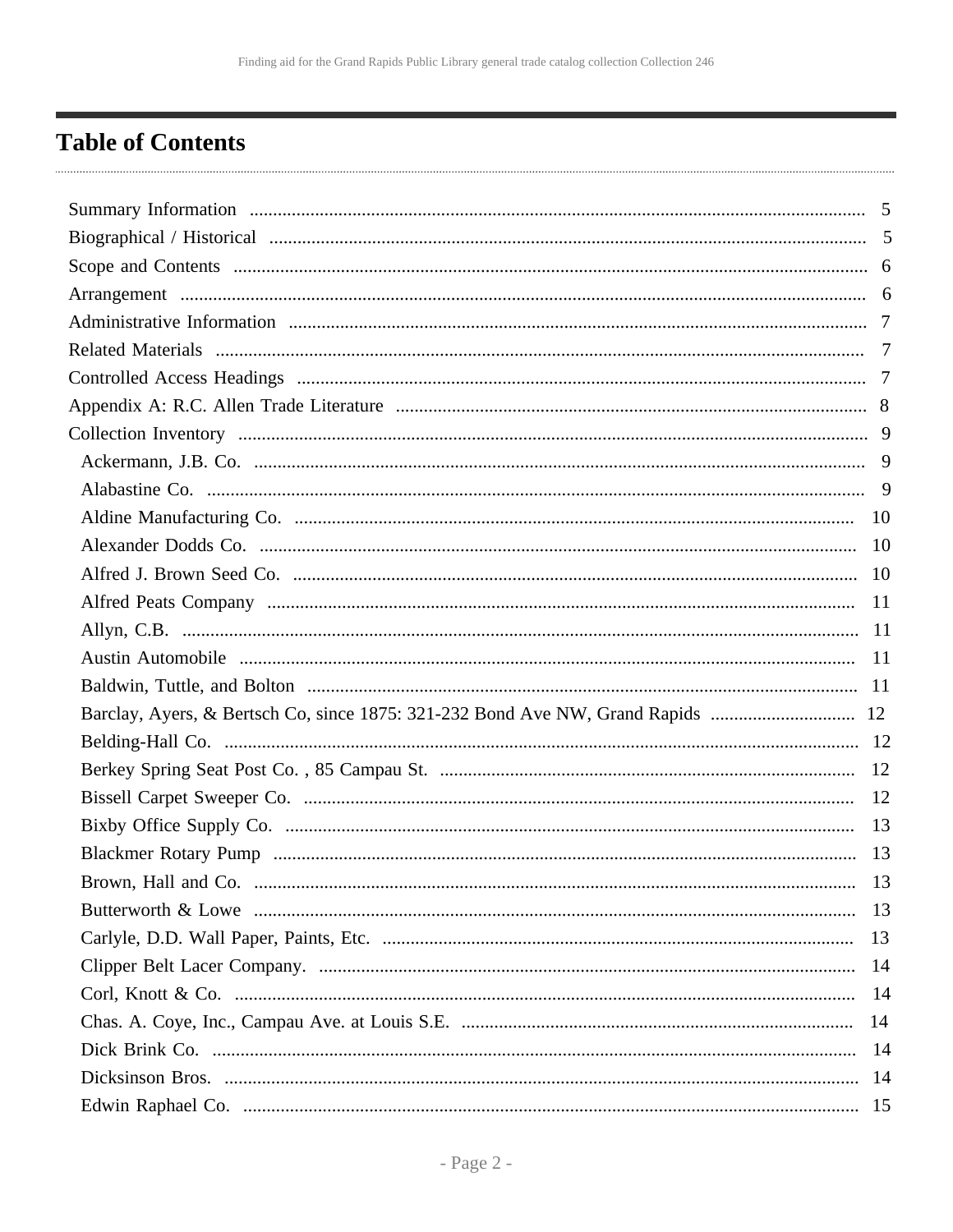# Table of Contents

- Summary Information .... 5
- Biographical / Historical .... 5
- Scope and Contents .... 6
- Arrangement .... 6
- Administrative Information .... 7
- Related Materials .... 7
- Controlled Access Headings .... 7
- Appendix A: R.C. Allen Trade Literature .... 8
- Collection Inventory .... 9
  - Ackermann, J.B. Co. .... 9
  - Alabastine Co. .... 9
  - Aldine Manufacturing Co. .... 10
  - Alexander Dodds Co. .... 10
  - Alfred J. Brown Seed Co. .... 10
  - Alfred Peats Company .... 11
  - Allyn, C.B. .... 11
  - Austin Automobile .... 11
  - Baldwin, Tuttle, and Bolton .... 11
  - Barclay, Ayers, & Bertsch Co, since 1875: 321-232 Bond Ave NW, Grand Rapids .... 12
  - Belding-Hall Co. .... 12
  - Berkey Spring Seat Post Co. , 85 Campau St. .... 12
  - Bissell Carpet Sweeper Co. .... 12
  - Bixby Office Supply Co. .... 13
  - Blackmer Rotary Pump .... 13
  - Brown, Hall and Co. .... 13
  - Butterworth & Lowe .... 13
  - Carlyle, D.D. Wall Paper, Paints, Etc. .... 13
  - Clipper Belt Lacer Company. .... 14
  - Corl, Knott & Co. .... 14
  - Chas. A. Coye, Inc., Campau Ave. at Louis S.E. .... 14
  - Dick Brink Co. .... 14
  - Dicksinson Bros. .... 14
  - Edwin Raphael Co. .... 15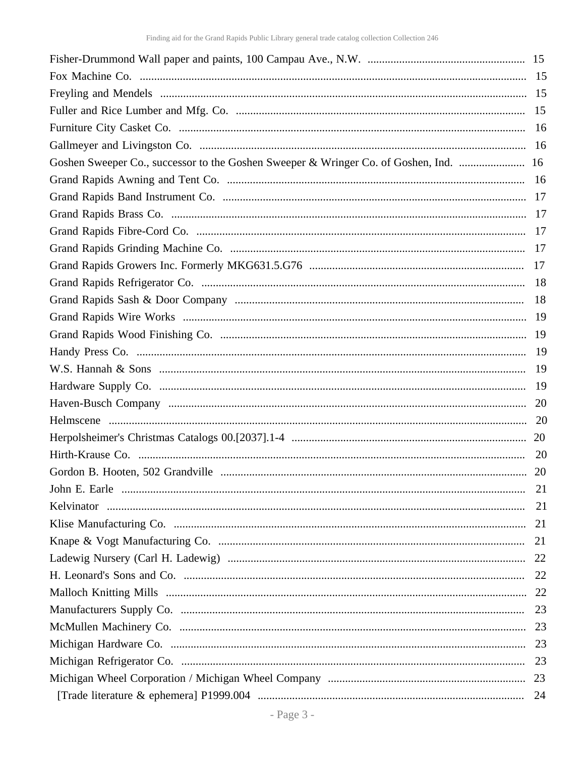Fisher-Drummond Wall paper and paints, 100 Campau Ave., N.W. ....................................................... 15
Fox Machine Co. ..................................................................................................................... 15
Freyling and Mendels ............................................................................................................... 15
Fuller and Rice Lumber and Mfg. Co. .................................................................................... 15
Furniture City Casket Co. ........................................................................................................ 16
Gallmeyer and Livingston Co. ................................................................................................. 16
Goshen Sweeper Co., successor to the Goshen Sweeper & Wringer Co. of Goshen, Ind. ....................... 16
Grand Rapids Awning and Tent Co. ....................................................................................... 16
Grand Rapids Band Instrument Co. ........................................................................................ 17
Grand Rapids Brass Co. .......................................................................................................... 17
Grand Rapids Fibre-Cord Co. ................................................................................................. 17
Grand Rapids Grinding Machine Co. ..................................................................................... 17
Grand Rapids Growers Inc. Formerly MKG631.5.G76 .......................................................................... 17
Grand Rapids Refrigerator Co. ................................................................................................ 18
Grand Rapids Sash & Door Company .................................................................................... 18
Grand Rapids Wire Works ....................................................................................................... 19
Grand Rapids Wood Finishing Co. ......................................................................................... 19
Handy Press Co. ...................................................................................................................... 19
W.S. Hannah & Sons ............................................................................................................... 19
Hardware Supply Co. .............................................................................................................. 19
Haven-Busch Company ........................................................................................................... 20
Helmscene ................................................................................................................................ 20
Herpolsheimer's Christmas Catalogs 00.[2037].1-4 ................................................................ 20
Hirth-Krause Co. ...................................................................................................................... 20
Gordon B. Hooten, 502 Grandville ......................................................................................... 20
John E. Earle ........................................................................................................................... 21
Kelvinator ................................................................................................................................ 21
Klise Manufacturing Co. .......................................................................................................... 21
Knape & Vogt Manufacturing Co. .......................................................................................... 21
Ladewig Nursery (Carl H. Ladewig) ....................................................................................... 22
H. Leonard's Sons and Co. ...................................................................................................... 22
Malloch Knitting Mills ............................................................................................................ 22
Manufacturers Supply Co. ....................................................................................................... 23
McMullen Machinery Co. ....................................................................................................... 23
Michigan Hardware Co. .......................................................................................................... 23
Michigan Refrigerator Co. ....................................................................................................... 23
Michigan Wheel Corporation / Michigan Wheel Company .................................................... 23
  [Trade literature & ephemera] P1999.004 ............................................................................ 24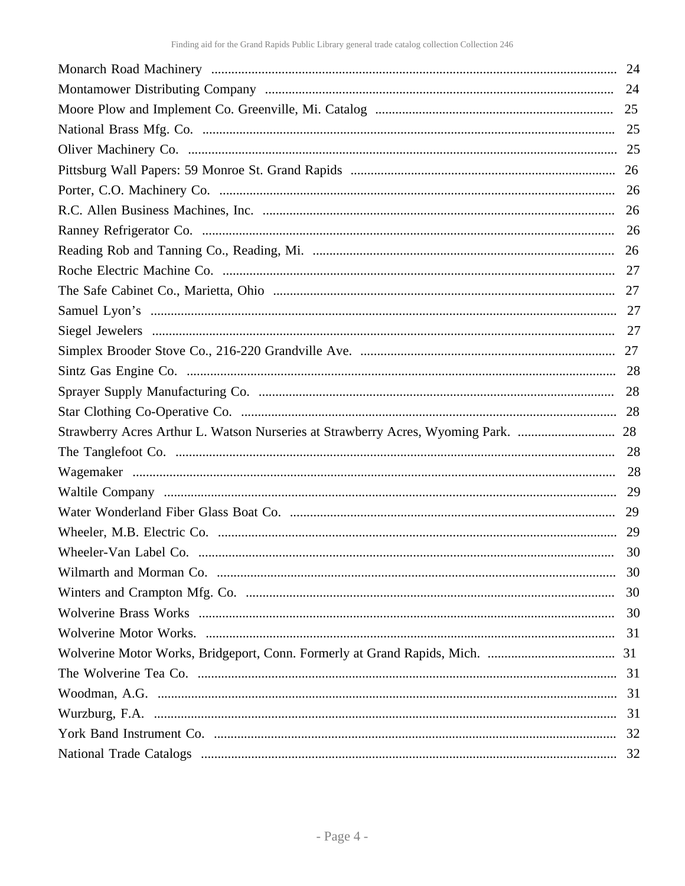Monarch Road Machinery ........................................................ 24
Montamower Distributing Company ........................................................ 24
Moore Plow and Implement Co. Greenville, Mi. Catalog ........................................................ 25
National Brass Mfg. Co. ........................................................ 25
Oliver Machinery Co. ........................................................ 25
Pittsburg Wall Papers: 59 Monroe St. Grand Rapids ........................................................ 26
Porter, C.O. Machinery Co. ........................................................ 26
R.C. Allen Business Machines, Inc. ........................................................ 26
Ranney Refrigerator Co. ........................................................ 26
Reading Rob and Tanning Co., Reading, Mi. ........................................................ 26
Roche Electric Machine Co. ........................................................ 27
The Safe Cabinet Co., Marietta, Ohio ........................................................ 27
Samuel Lyon's ........................................................ 27
Siegel Jewelers ........................................................ 27
Simplex Brooder Stove Co., 216-220 Grandville Ave. ........................................................ 27
Sintz Gas Engine Co. ........................................................ 28
Sprayer Supply Manufacturing Co. ........................................................ 28
Star Clothing Co-Operative Co. ........................................................ 28
Strawberry Acres Arthur L. Watson Nurseries at Strawberry Acres, Wyoming Park. ........................................................ 28
The Tanglefoot Co. ........................................................ 28
Wagemaker ........................................................ 28
Waltile Company ........................................................ 29
Water Wonderland Fiber Glass Boat Co. ........................................................ 29
Wheeler, M.B. Electric Co. ........................................................ 29
Wheeler-Van Label Co. ........................................................ 30
Wilmarth and Morman Co. ........................................................ 30
Winters and Crampton Mfg. Co. ........................................................ 30
Wolverine Brass Works ........................................................ 30
Wolverine Motor Works. ........................................................ 31
Wolverine Motor Works, Bridgeport, Conn. Formerly at Grand Rapids, Mich. ........................................................ 31
The Wolverine Tea Co. ........................................................ 31
Woodman, A.G. ........................................................ 31
Wurzburg, F.A. ........................................................ 31
York Band Instrument Co. ........................................................ 32
National Trade Catalogs ........................................................ 32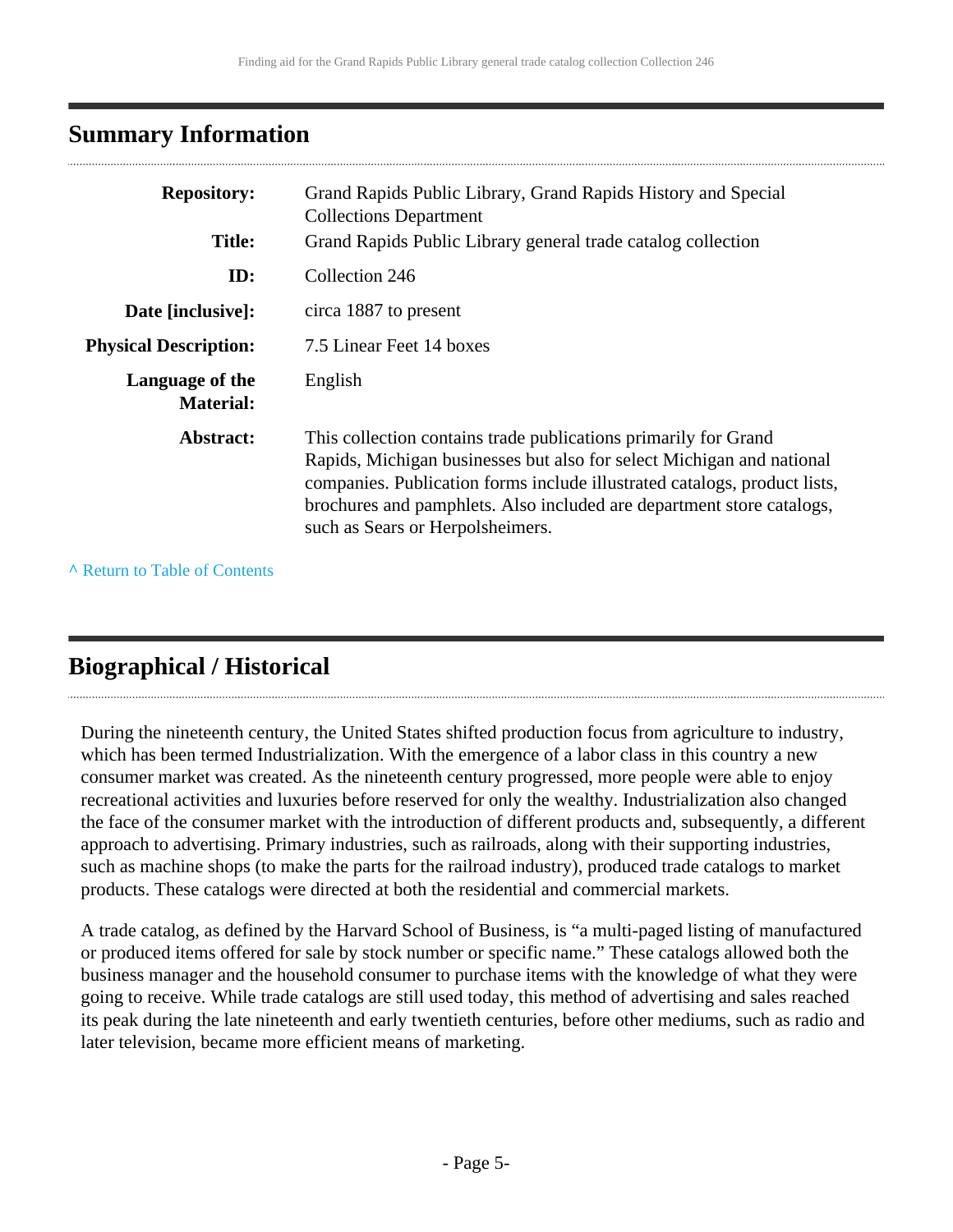## Summary Information

| | |
|---|---|
| **Repository:** | Grand Rapids Public Library, Grand Rapids History and Special Collections Department |
| **Title:** | Grand Rapids Public Library general trade catalog collection |
| **ID:** | Collection 246 |
| **Date [inclusive]:** | circa 1887 to present |
| **Physical Description:** | 7.5 Linear Feet 14 boxes |
| **Language of the Material:** | English |
| **Abstract:** | This collection contains trade publications primarily for Grand Rapids, Michigan businesses but also for select Michigan and national companies. Publication forms include illustrated catalogs, product lists, brochures and pamphlets. Also included are department store catalogs, such as Sears or Herpolsheimers. |

^ Return to Table of Contents

## Biographical / Historical

During the nineteenth century, the United States shifted production focus from agriculture to industry, which has been termed Industrialization. With the emergence of a labor class in this country a new consumer market was created. As the nineteenth century progressed, more people were able to enjoy recreational activities and luxuries before reserved for only the wealthy. Industrialization also changed the face of the consumer market with the introduction of different products and, subsequently, a different approach to advertising. Primary industries, such as railroads, along with their supporting industries, such as machine shops (to make the parts for the railroad industry), produced trade catalogs to market products. These catalogs were directed at both the residential and commercial markets.

A trade catalog, as defined by the Harvard School of Business, is "a multi-paged listing of manufactured or produced items offered for sale by stock number or specific name." These catalogs allowed both the business manager and the household consumer to purchase items with the knowledge of what they were going to receive. While trade catalogs are still used today, this method of advertising and sales reached its peak during the late nineteenth and early twentieth centuries, before other mediums, such as radio and later television, became more efficient means of marketing.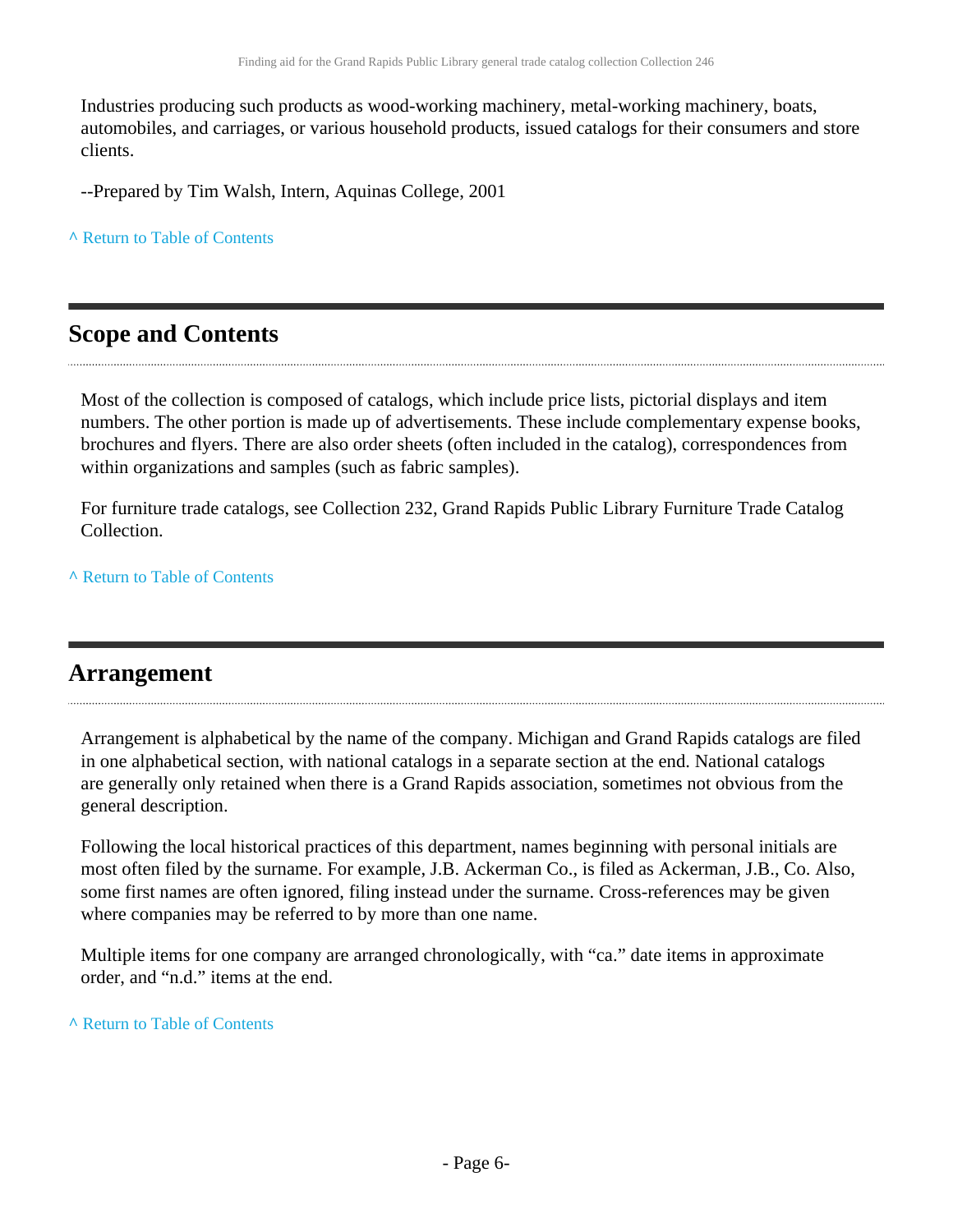Industries producing such products as wood-working machinery, metal-working machinery, boats, automobiles, and carriages, or various household products, issued catalogs for their consumers and store clients.

--Prepared by Tim Walsh, Intern, Aquinas College, 2001

^ Return to Table of Contents

## Scope and Contents

Most of the collection is composed of catalogs, which include price lists, pictorial displays and item numbers. The other portion is made up of advertisements. These include complementary expense books, brochures and flyers. There are also order sheets (often included in the catalog), correspondences from within organizations and samples (such as fabric samples).

For furniture trade catalogs, see Collection 232, Grand Rapids Public Library Furniture Trade Catalog Collection.

^ Return to Table of Contents

## Arrangement

Arrangement is alphabetical by the name of the company. Michigan and Grand Rapids catalogs are filed in one alphabetical section, with national catalogs in a separate section at the end. National catalogs are generally only retained when there is a Grand Rapids association, sometimes not obvious from the general description.

Following the local historical practices of this department, names beginning with personal initials are most often filed by the surname. For example, J.B. Ackerman Co., is filed as Ackerman, J.B., Co. Also, some first names are often ignored, filing instead under the surname. Cross-references may be given where companies may be referred to by more than one name.

Multiple items for one company are arranged chronologically, with "ca." date items in approximate order, and "n.d." items at the end.

^ Return to Table of Contents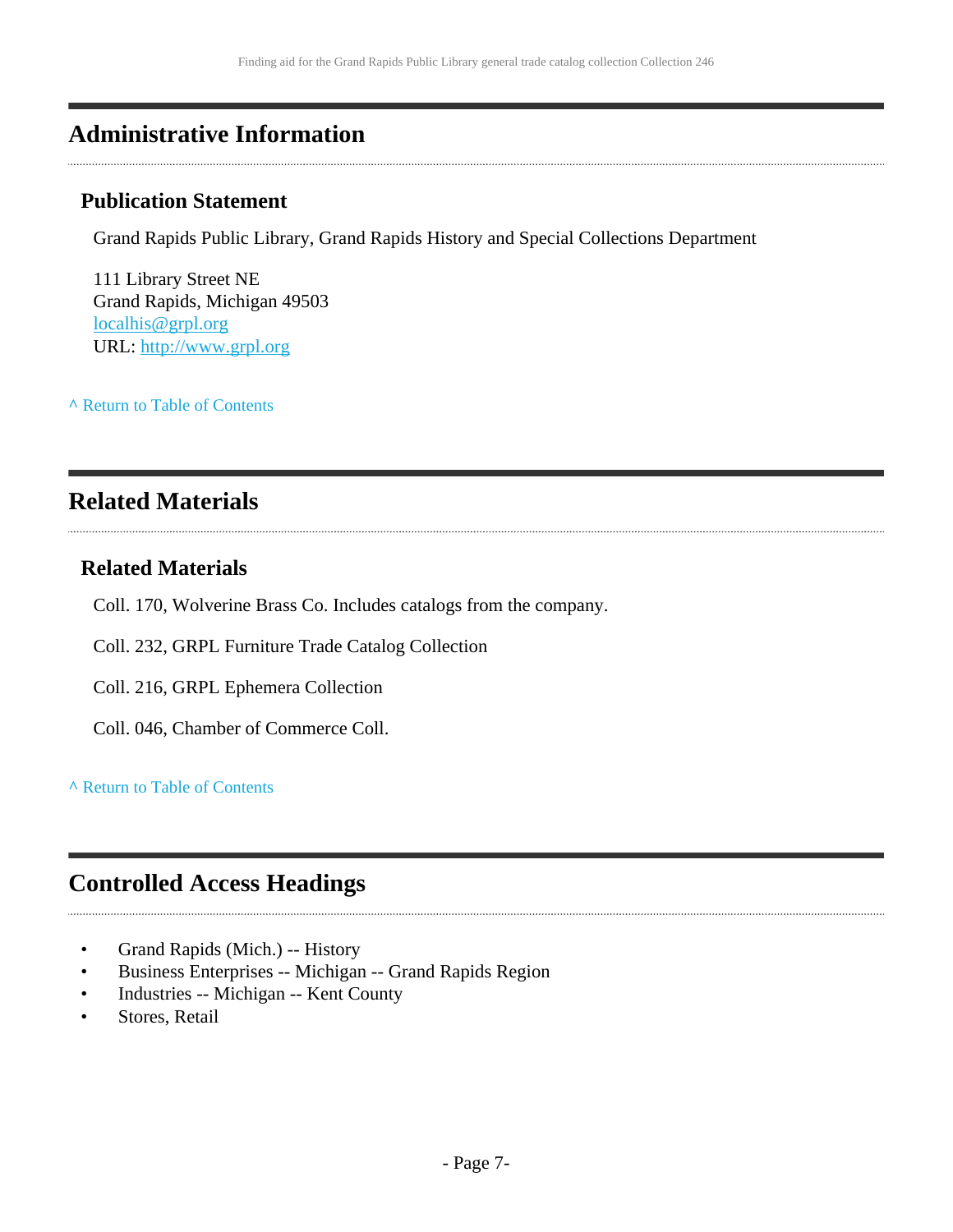## Administrative Information

### Publication Statement

Grand Rapids Public Library, Grand Rapids History and Special Collections Department

111 Library Street NE
Grand Rapids, Michigan 49503
localhis@grpl.org
URL: http://www.grpl.org

^ Return to Table of Contents

## Related Materials

### Related Materials

Coll. 170, Wolverine Brass Co. Includes catalogs from the company.

Coll. 232, GRPL Furniture Trade Catalog Collection

Coll. 216, GRPL Ephemera Collection

Coll. 046, Chamber of Commerce Coll.

^ Return to Table of Contents

## Controlled Access Headings

- Grand Rapids (Mich.) -- History
- Business Enterprises -- Michigan -- Grand Rapids Region
- Industries -- Michigan -- Kent County
- Stores, Retail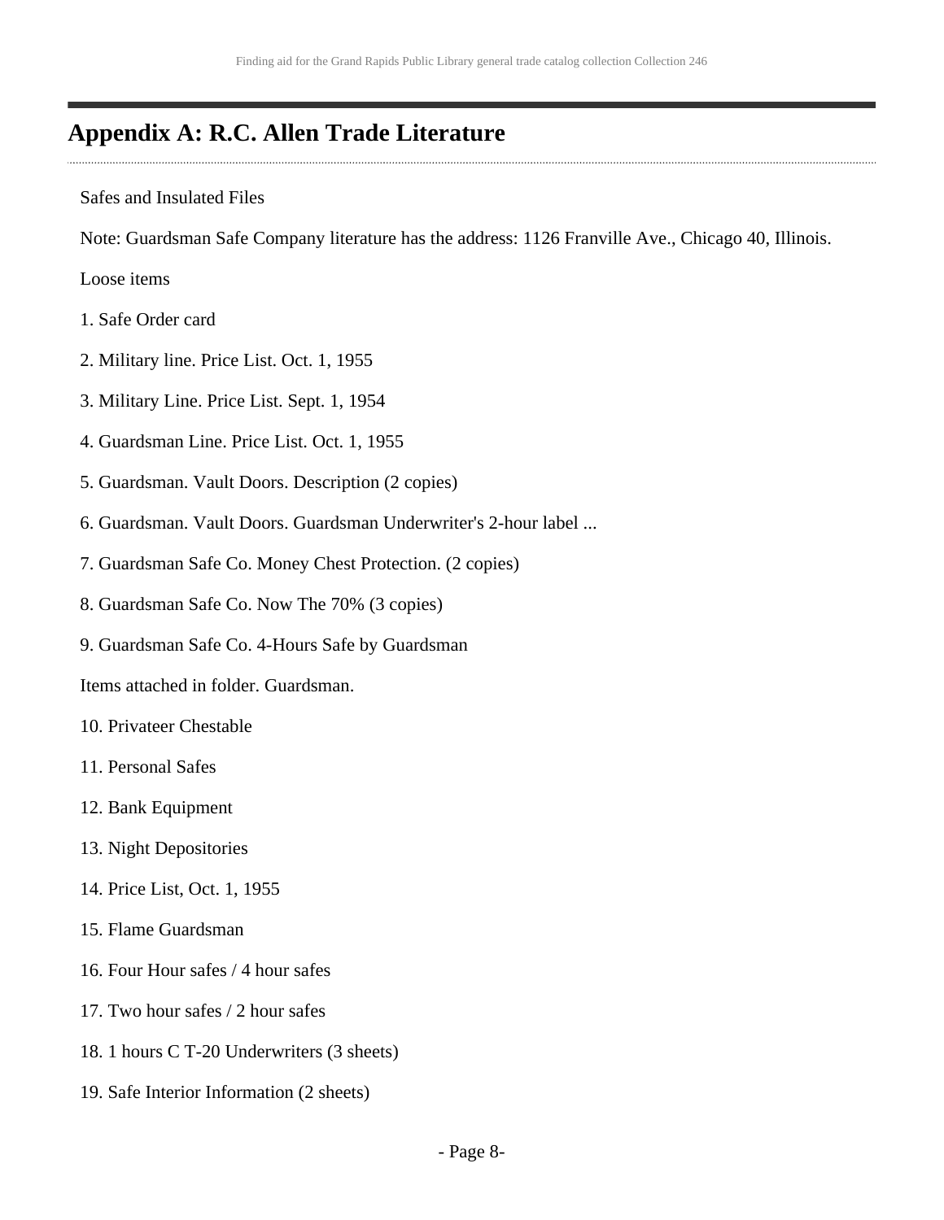## Appendix A: R.C. Allen Trade Literature

Safes and Insulated Files

Note: Guardsman Safe Company literature has the address: 1126 Franville Ave., Chicago 40, Illinois.

Loose items

1. Safe Order card
2. Military line. Price List. Oct. 1, 1955
3. Military Line. Price List. Sept. 1, 1954
4. Guardsman Line. Price List. Oct. 1, 1955
5. Guardsman. Vault Doors. Description (2 copies)
6. Guardsman. Vault Doors. Guardsman Underwriter's 2-hour label ...
7. Guardsman Safe Co. Money Chest Protection. (2 copies)
8. Guardsman Safe Co. Now The 70% (3 copies)
9. Guardsman Safe Co. 4-Hours Safe by Guardsman

Items attached in folder. Guardsman.

10. Privateer Chestable
11. Personal Safes
12. Bank Equipment
13. Night Depositories
14. Price List, Oct. 1, 1955
15. Flame Guardsman
16. Four Hour safes / 4 hour safes
17. Two hour safes / 2 hour safes
18. 1 hours C T-20 Underwriters (3 sheets)
19. Safe Interior Information (2 sheets)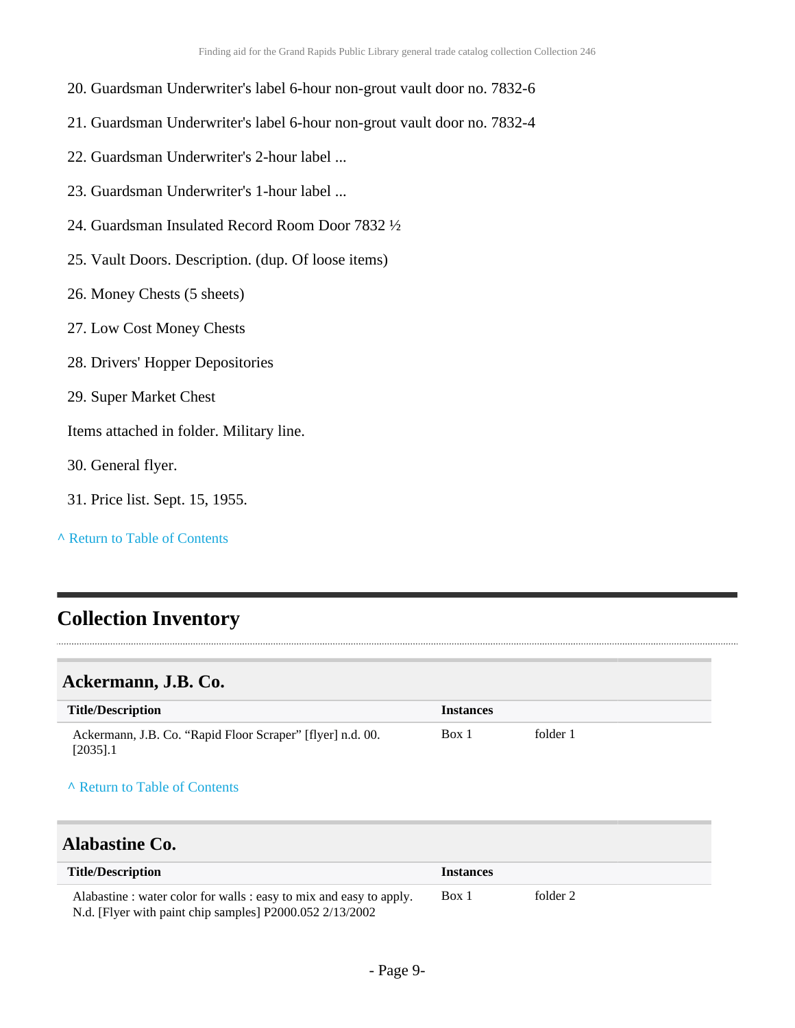20. Guardsman Underwriter's label 6-hour non-grout vault door no. 7832-6

21. Guardsman Underwriter's label 6-hour non-grout vault door no. 7832-4

22. Guardsman Underwriter's 2-hour label ...

23. Guardsman Underwriter's 1-hour label ...

24. Guardsman Insulated Record Room Door 7832 ½

25. Vault Doors. Description. (dup. Of loose items)

26. Money Chests (5 sheets)

27. Low Cost Money Chests

28. Drivers' Hopper Depositories

29. Super Market Chest

Items attached in folder. Military line.

30. General flyer.

31. Price list. Sept. 15, 1955.

^ Return to Table of Contents

## Collection Inventory

### Ackermann, J.B. Co.

| Title/Description | Instances | |
|---|---|---|
| Ackermann, J.B. Co. “Rapid Floor Scraper” [flyer] n.d. 00. [2035].1 | Box 1 | folder 1 |

^ Return to Table of Contents

### Alabastine Co.

| Title/Description | Instances | |
|---|---|---|
| Alabastine : water color for walls : easy to mix and easy to apply. N.d. [Flyer with paint chip samples] P2000.052 2/13/2002 | Box 1 | folder 2 |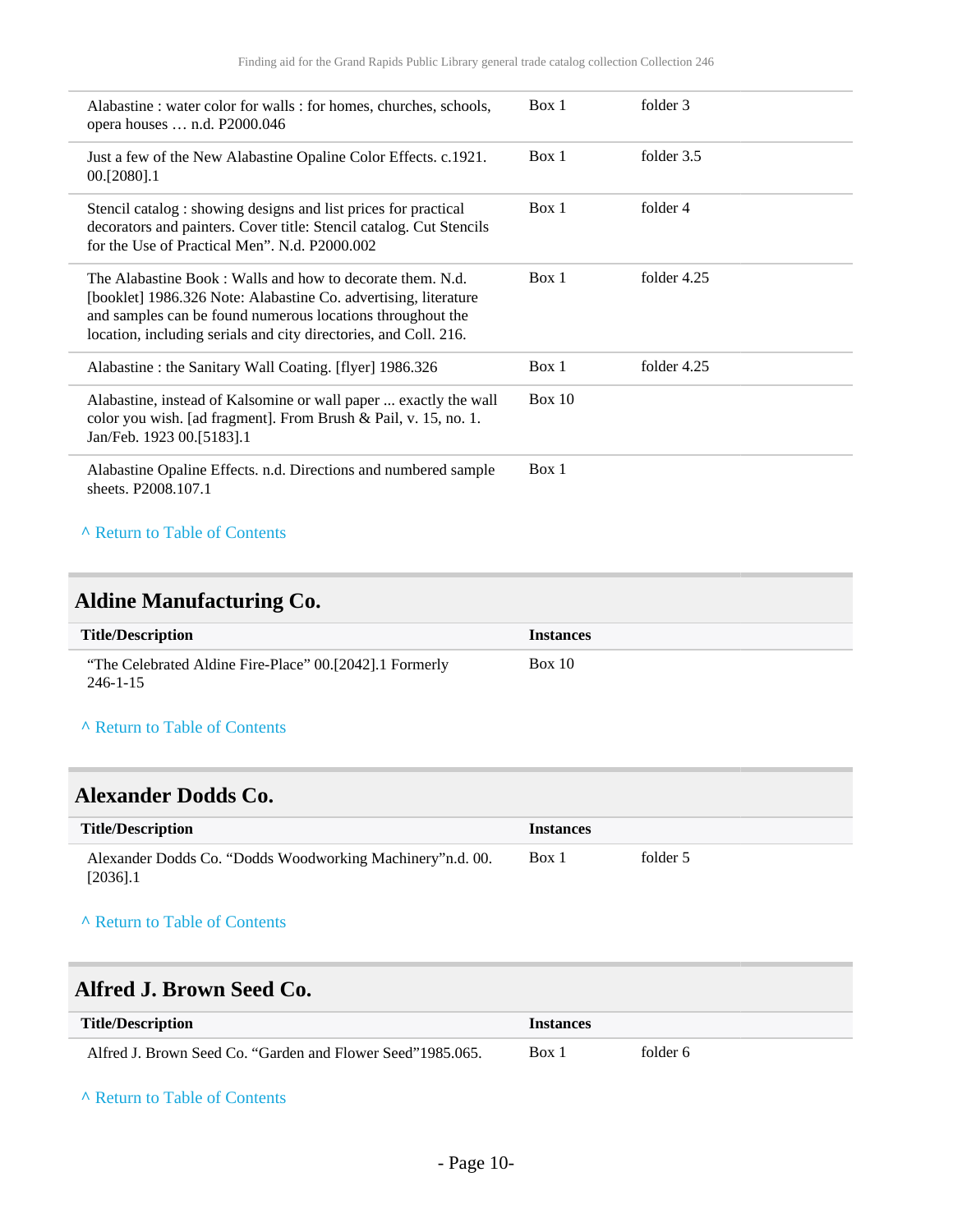| | | |
|---|---|---|
| Alabastine : water color for walls : for homes, churches, schools, opera houses … n.d. P2000.046 | Box 1 | folder 3 |
| Just a few of the New Alabastine Opaline Color Effects. c.1921. 00.[2080].1 | Box 1 | folder 3.5 |
| Stencil catalog : showing designs and list prices for practical decorators and painters. Cover title: Stencil catalog. Cut Stencils for the Use of Practical Men". N.d. P2000.002 | Box 1 | folder 4 |
| The Alabastine Book : Walls and how to decorate them. N.d. [booklet] 1986.326 Note: Alabastine Co. advertising, literature and samples can be found numerous locations throughout the location, including serials and city directories, and Coll. 216. | Box 1 | folder 4.25 |
| Alabastine : the Sanitary Wall Coating. [flyer] 1986.326 | Box 1 | folder 4.25 |
| Alabastine, instead of Kalsomine or wall paper ... exactly the wall color you wish. [ad fragment]. From Brush & Pail, v. 15, no. 1. Jan/Feb. 1923 00.[5183].1 | Box 10 | |
| Alabastine Opaline Effects. n.d. Directions and numbered sample sheets. P2008.107.1 | Box 1 | |

^ Return to Table of Contents

## Aldine Manufacturing Co.

| Title/Description | Instances | |
|---|---|---|
| "The Celebrated Aldine Fire-Place" 00.[2042].1 Formerly 246-1-15 | Box 10 | |

^ Return to Table of Contents

## Alexander Dodds Co.

| Title/Description | Instances | |
|---|---|---|
| Alexander Dodds Co. "Dodds Woodworking Machinery"n.d. 00.[2036].1 | Box 1 | folder 5 |

^ Return to Table of Contents

## Alfred J. Brown Seed Co.

| Title/Description | Instances | |
|---|---|---|
| Alfred J. Brown Seed Co. "Garden and Flower Seed"1985.065. | Box 1 | folder 6 |

^ Return to Table of Contents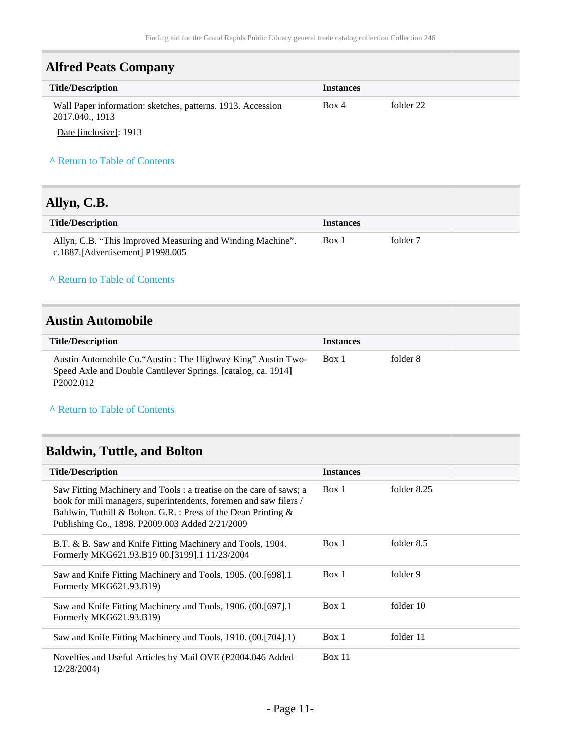## Alfred Peats Company

| Title/Description | Instances | |
|---|---|---|
| Wall Paper information: sketches, patterns. 1913. Accession 2017.040., 1913<br>Date [inclusive]: 1913 | Box 4 | folder 22 |

^ Return to Table of Contents

## Allyn, C.B.

| Title/Description | Instances | |
|---|---|---|
| Allyn, C.B. “This Improved Measuring and Winding Machine”. c.1887.[Advertisement] P1998.005 | Box 1 | folder 7 |

^ Return to Table of Contents

## Austin Automobile

| Title/Description | Instances | |
|---|---|---|
| Austin Automobile Co.“Austin : The Highway King” Austin Two-Speed Axle and Double Cantilever Springs. [catalog, ca. 1914] P2002.012 | Box 1 | folder 8 |

^ Return to Table of Contents

## Baldwin, Tuttle, and Bolton

| Title/Description | Instances | |
|---|---|---|
| Saw Fitting Machinery and Tools : a treatise on the care of saws; a book for mill managers, superintendents, foremen and saw filers / Baldwin, Tuthill & Bolton. G.R. : Press of the Dean Printing & Publishing Co., 1898. P2009.003 Added 2/21/2009 | Box 1 | folder 8.25 |
| B.T. & B. Saw and Knife Fitting Machinery and Tools, 1904. Formerly MKG621.93.B19 00.[3199].1 11/23/2004 | Box 1 | folder 8.5 |
| Saw and Knife Fitting Machinery and Tools, 1905. (00.[698].1 Formerly MKG621.93.B19) | Box 1 | folder 9 |
| Saw and Knife Fitting Machinery and Tools, 1906. (00.[697].1 Formerly MKG621.93.B19) | Box 1 | folder 10 |
| Saw and Knife Fitting Machinery and Tools, 1910. (00.[704].1) | Box 1 | folder 11 |
| Novelties and Useful Articles by Mail OVE (P2004.046 Added 12/28/2004) | Box 11 | |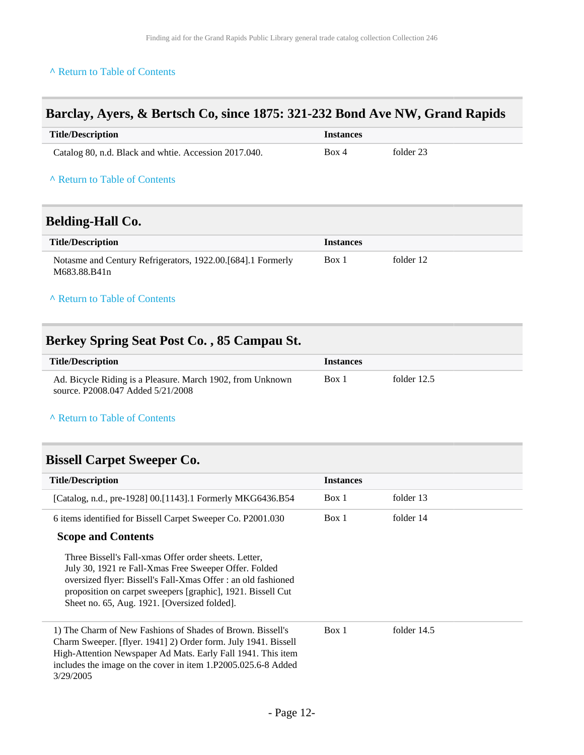^ Return to Table of Contents

## Barclay, Ayers, & Bertsch Co, since 1875: 321-232 Bond Ave NW, Grand Rapids

| Title/Description | Instances | |
|---|---|---|
| Catalog 80, n.d. Black and whtie. Accession 2017.040. | Box 4 | folder 23 |

^ Return to Table of Contents

## Belding-Hall Co.

| Title/Description | Instances | |
|---|---|---|
| Notasme and Century Refrigerators, 1922.00.[684].1 Formerly M683.88.B41n | Box 1 | folder 12 |

^ Return to Table of Contents

## Berkey Spring Seat Post Co. , 85 Campau St.

| Title/Description | Instances | |
|---|---|---|
| Ad. Bicycle Riding is a Pleasure. March 1902, from Unknown source. P2008.047 Added 5/21/2008 | Box 1 | folder 12.5 |

^ Return to Table of Contents

## Bissell Carpet Sweeper Co.

| Title/Description | Instances | |
|---|---|---|
| [Catalog, n.d., pre-1928] 00.[1143].1 Formerly MKG6436.B54 | Box 1 | folder 13 |
| 6 items identified for Bissell Carpet Sweeper Co. P2001.030 | Box 1 | folder 14 |

### Scope and Contents

Three Bissell's Fall-xmas Offer order sheets. Letter, July 30, 1921 re Fall-Xmas Free Sweeper Offer. Folded oversized flyer: Bissell's Fall-Xmas Offer : an old fashioned proposition on carpet sweepers [graphic], 1921. Bissell Cut Sheet no. 65, Aug. 1921. [Oversized folded].

| Title/Description | Instances | |
|---|---|---|
| 1) The Charm of New Fashions of Shades of Brown. Bissell's Charm Sweeper. [flyer. 1941] 2) Order form. July 1941. Bissell High-Attention Newspaper Ad Mats. Early Fall 1941. This item includes the image on the cover in item 1.P2005.025.6-8 Added 3/29/2005 | Box 1 | folder 14.5 |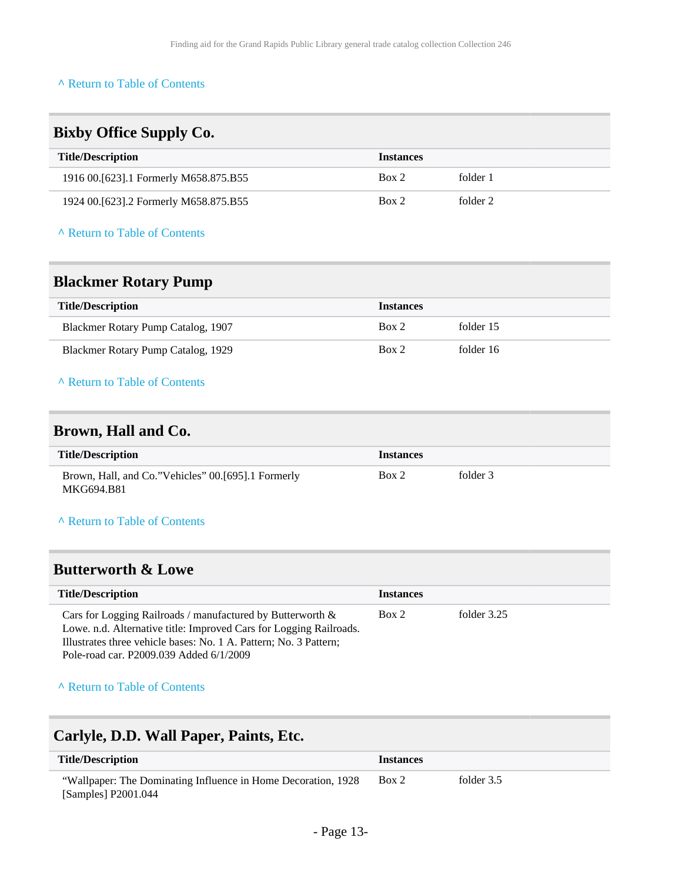^ Return to Table of Contents

## Bixby Office Supply Co.

| Title/Description | Instances | |
|---|---|---|
| 1916 00.[623].1 Formerly M658.875.B55 | Box 2 | folder 1 |
| 1924 00.[623].2 Formerly M658.875.B55 | Box 2 | folder 2 |

^ Return to Table of Contents

## Blackmer Rotary Pump

| Title/Description | Instances | |
|---|---|---|
| Blackmer Rotary Pump Catalog, 1907 | Box 2 | folder 15 |
| Blackmer Rotary Pump Catalog, 1929 | Box 2 | folder 16 |

^ Return to Table of Contents

## Brown, Hall and Co.

| Title/Description | Instances | |
|---|---|---|
| Brown, Hall, and Co."Vehicles" 00.[695].1 Formerly MKG694.B81 | Box 2 | folder 3 |

^ Return to Table of Contents

## Butterworth & Lowe

| Title/Description | Instances | |
|---|---|---|
| Cars for Logging Railroads / manufactured by Butterworth & Lowe. n.d. Alternative title: Improved Cars for Logging Railroads. Illustrates three vehicle bases: No. 1 A. Pattern; No. 3 Pattern; Pole-road car. P2009.039 Added 6/1/2009 | Box 2 | folder 3.25 |

^ Return to Table of Contents

## Carlyle, D.D. Wall Paper, Paints, Etc.

| Title/Description | Instances | |
|---|---|---|
| "Wallpaper: The Dominating Influence in Home Decoration, 1928 [Samples] P2001.044 | Box 2 | folder 3.5 |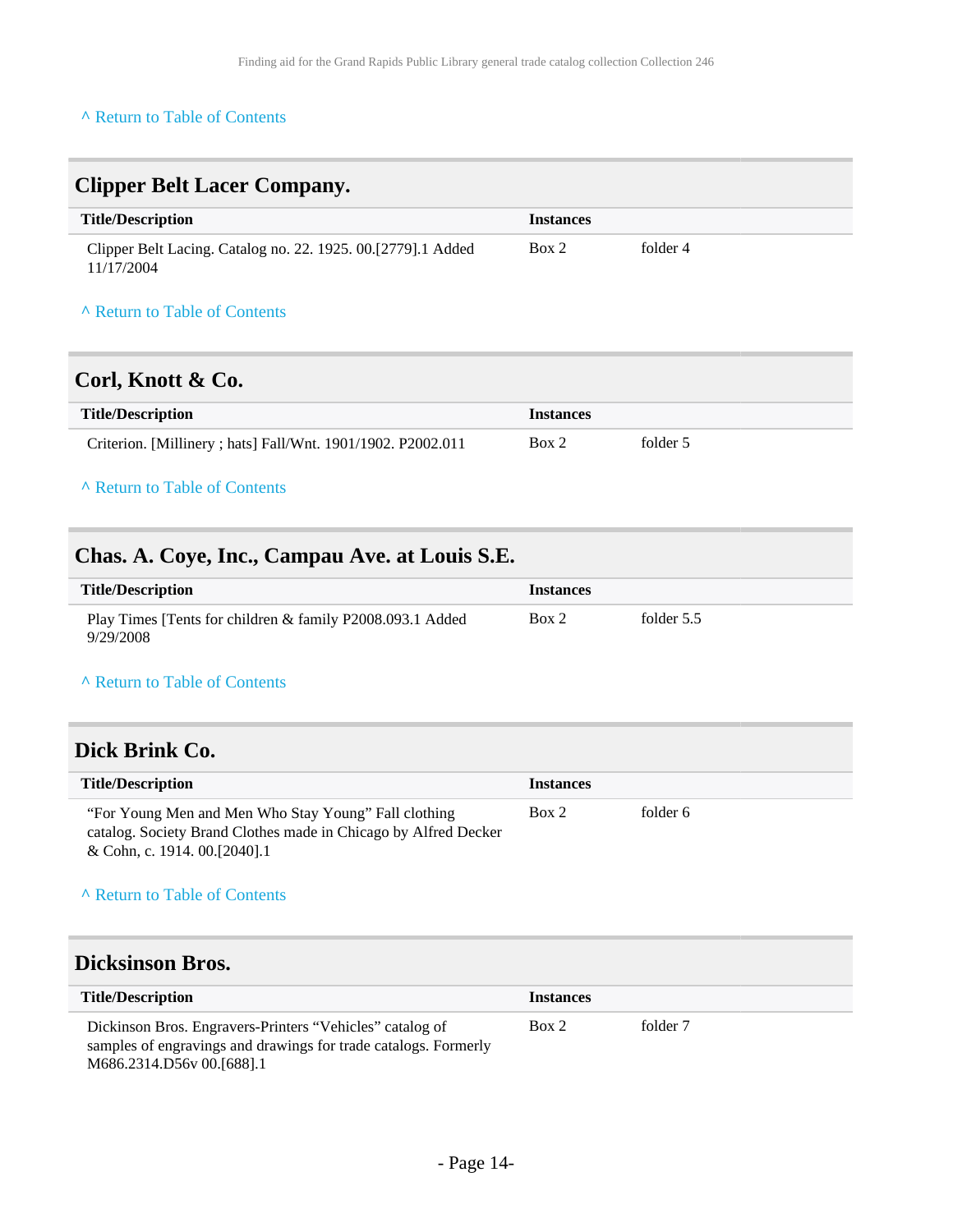^ Return to Table of Contents

## Clipper Belt Lacer Company.

| Title/Description | Instances | |
|---|---|---|
| Clipper Belt Lacing. Catalog no. 22. 1925. 00.[2779].1 Added 11/17/2004 | Box 2 | folder 4 |

^ Return to Table of Contents

## Corl, Knott & Co.

| Title/Description | Instances | |
|---|---|---|
| Criterion. [Millinery ; hats] Fall/Wnt. 1901/1902. P2002.011 | Box 2 | folder 5 |

^ Return to Table of Contents

## Chas. A. Coye, Inc., Campau Ave. at Louis S.E.

| Title/Description | Instances | |
|---|---|---|
| Play Times [Tents for children & family P2008.093.1 Added 9/29/2008 | Box 2 | folder 5.5 |

^ Return to Table of Contents

## Dick Brink Co.

| Title/Description | Instances | |
|---|---|---|
| “For Young Men and Men Who Stay Young” Fall clothing catalog. Society Brand Clothes made in Chicago by Alfred Decker & Cohn, c. 1914. 00.[2040].1 | Box 2 | folder 6 |

^ Return to Table of Contents

## Dicksinson Bros.

| Title/Description | Instances | |
|---|---|---|
| Dickinson Bros. Engravers-Printers “Vehicles” catalog of samples of engravings and drawings for trade catalogs. Formerly M686.2314.D56v 00.[688].1 | Box 2 | folder 7 |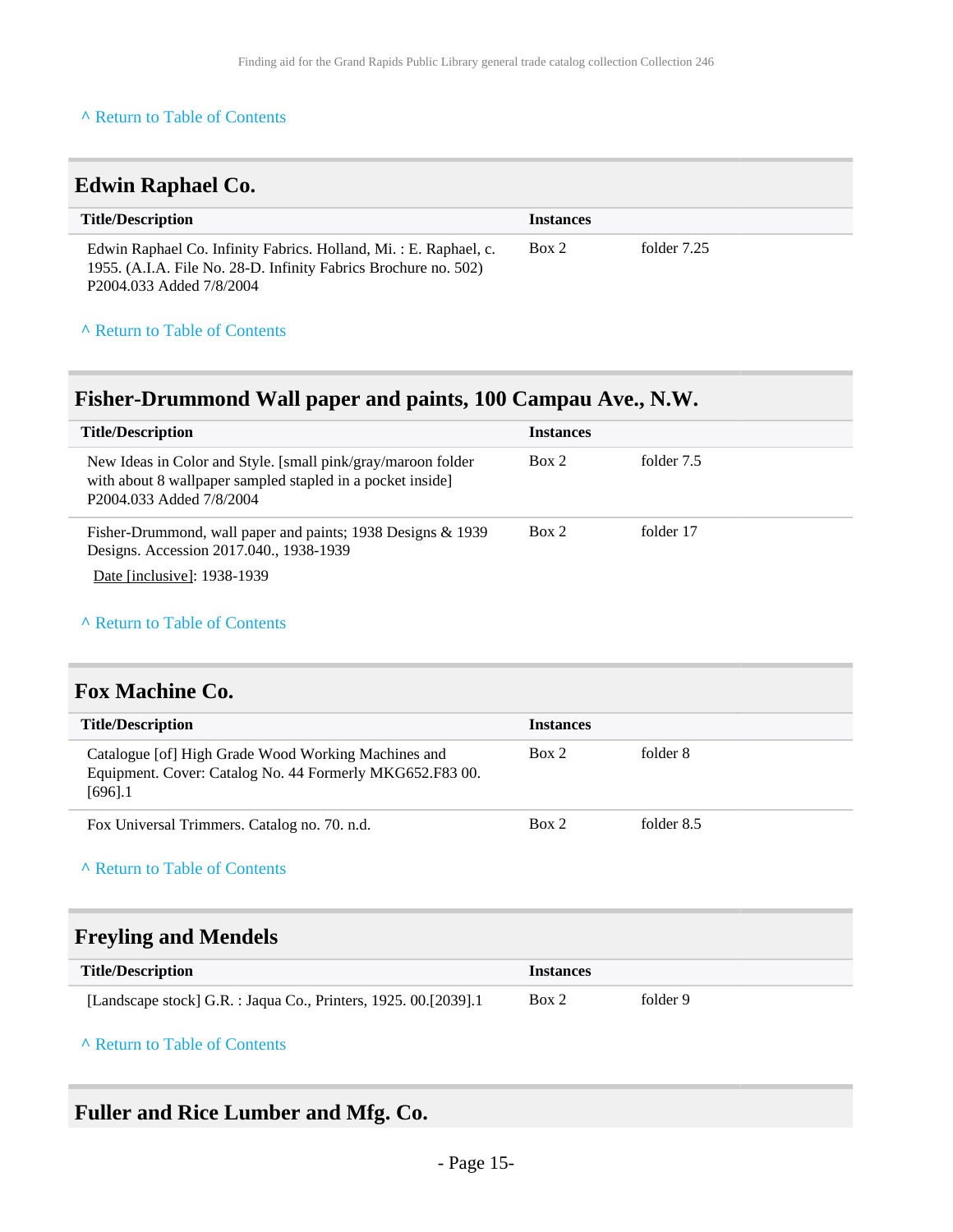^ Return to Table of Contents

## Edwin Raphael Co.

| Title/Description | Instances | |
|---|---|---|
| Edwin Raphael Co. Infinity Fabrics. Holland, Mi. : E. Raphael, c. 1955. (A.I.A. File No. 28-D. Infinity Fabrics Brochure no. 502) P2004.033 Added 7/8/2004 | Box 2 | folder 7.25 |

^ Return to Table of Contents

## Fisher-Drummond Wall paper and paints, 100 Campau Ave., N.W.

| Title/Description | Instances | |
|---|---|---|
| New Ideas in Color and Style. [small pink/gray/maroon folder with about 8 wallpaper sampled stapled in a pocket inside] P2004.033 Added 7/8/2004 | Box 2 | folder 7.5 |
| Fisher-Drummond, wall paper and paints; 1938 Designs & 1939 Designs. Accession 2017.040., 1938-1939<br>Date [inclusive]: 1938-1939 | Box 2 | folder 17 |

^ Return to Table of Contents

## Fox Machine Co.

| Title/Description | Instances | |
|---|---|---|
| Catalogue [of] High Grade Wood Working Machines and Equipment. Cover: Catalog No. 44 Formerly MKG652.F83 00.[696].1 | Box 2 | folder 8 |
| Fox Universal Trimmers. Catalog no. 70. n.d. | Box 2 | folder 8.5 |

^ Return to Table of Contents

## Freyling and Mendels

| Title/Description | Instances | |
|---|---|---|
| [Landscape stock] G.R. : Jaqua Co., Printers, 1925. 00.[2039].1 | Box 2 | folder 9 |

^ Return to Table of Contents

## Fuller and Rice Lumber and Mfg. Co.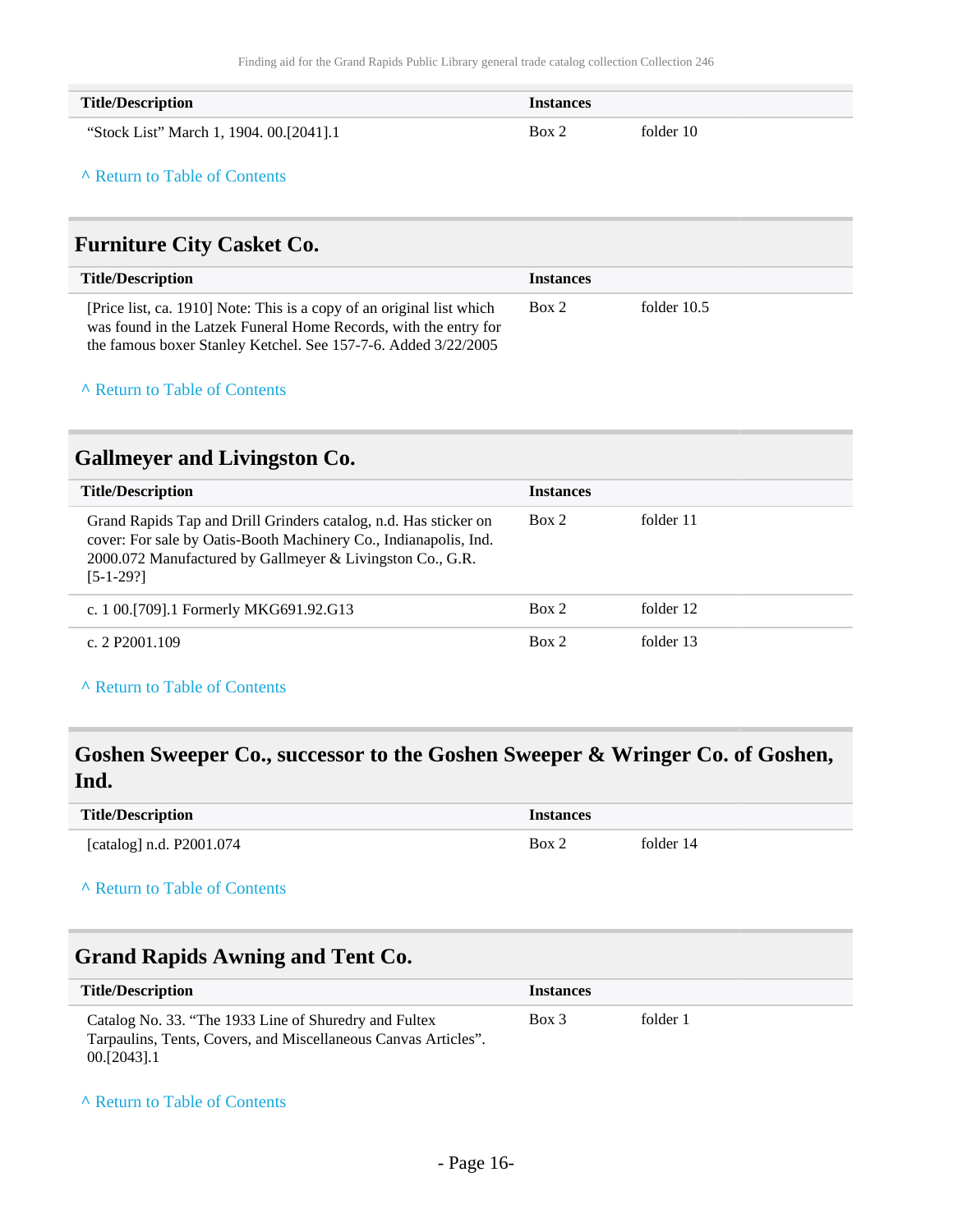| Title/Description | Instances | |
| --- | --- | --- |
| "Stock List" March 1, 1904. 00.[2041].1 | Box 2 | folder 10 |

^ Return to Table of Contents

## Furniture City Casket Co.

| Title/Description | Instances | |
| --- | --- | --- |
| [Price list, ca. 1910] Note: This is a copy of an original list which was found in the Latzek Funeral Home Records, with the entry for the famous boxer Stanley Ketchel. See 157-7-6. Added 3/22/2005 | Box 2 | folder 10.5 |

^ Return to Table of Contents

## Gallmeyer and Livingston Co.

| Title/Description | Instances | |
| --- | --- | --- |
| Grand Rapids Tap and Drill Grinders catalog, n.d. Has sticker on cover: For sale by Oatis-Booth Machinery Co., Indianapolis, Ind. 2000.072 Manufactured by Gallmeyer & Livingston Co., G.R. [5-1-29?] | Box 2 | folder 11 |
| c. 1 00.[709].1 Formerly MKG691.92.G13 | Box 2 | folder 12 |
| c. 2 P2001.109 | Box 2 | folder 13 |

^ Return to Table of Contents

## Goshen Sweeper Co., successor to the Goshen Sweeper & Wringer Co. of Goshen, Ind.

| Title/Description | Instances | |
| --- | --- | --- |
| [catalog] n.d. P2001.074 | Box 2 | folder 14 |

^ Return to Table of Contents

## Grand Rapids Awning and Tent Co.

| Title/Description | Instances | |
| --- | --- | --- |
| Catalog No. 33. "The 1933 Line of Shuredry and Fultex Tarpaulins, Tents, Covers, and Miscellaneous Canvas Articles". 00.[2043].1 | Box 3 | folder 1 |

^ Return to Table of Contents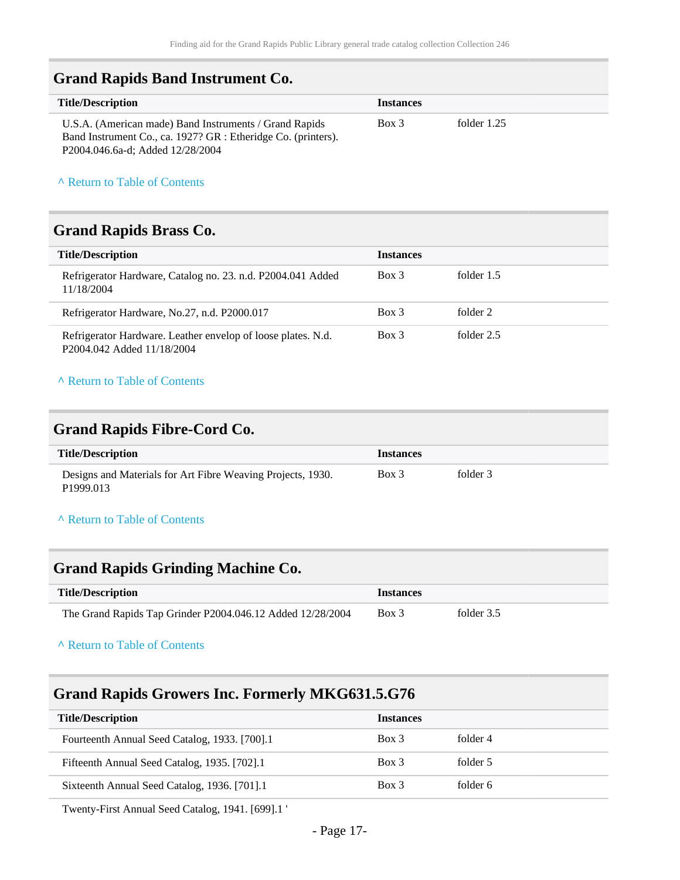## Grand Rapids Band Instrument Co.

| Title/Description | Instances | |
|---|---|---|
| U.S.A. (American made) Band Instruments / Grand Rapids Band Instrument Co., ca. 1927? GR : Etheridge Co. (printers). P2004.046.6a-d; Added 12/28/2004 | Box 3 | folder 1.25 |

^ Return to Table of Contents

## Grand Rapids Brass Co.

| Title/Description | Instances | |
|---|---|---|
| Refrigerator Hardware, Catalog no. 23. n.d. P2004.041 Added 11/18/2004 | Box 3 | folder 1.5 |
| Refrigerator Hardware, No.27, n.d. P2000.017 | Box 3 | folder 2 |
| Refrigerator Hardware. Leather envelop of loose plates. N.d. P2004.042 Added 11/18/2004 | Box 3 | folder 2.5 |

^ Return to Table of Contents

## Grand Rapids Fibre-Cord Co.

| Title/Description | Instances | |
|---|---|---|
| Designs and Materials for Art Fibre Weaving Projects, 1930. P1999.013 | Box 3 | folder 3 |

^ Return to Table of Contents

## Grand Rapids Grinding Machine Co.

| Title/Description | Instances | |
|---|---|---|
| The Grand Rapids Tap Grinder P2004.046.12 Added 12/28/2004 | Box 3 | folder 3.5 |

^ Return to Table of Contents

## Grand Rapids Growers Inc. Formerly MKG631.5.G76

| Title/Description | Instances | |
|---|---|---|
| Fourteenth Annual Seed Catalog, 1933. [700].1 | Box 3 | folder 4 |
| Fifteenth Annual Seed Catalog, 1935. [702].1 | Box 3 | folder 5 |
| Sixteenth Annual Seed Catalog, 1936. [701].1 | Box 3 | folder 6 |
| Twenty-First Annual Seed Catalog, 1941. [699].1 ' | | |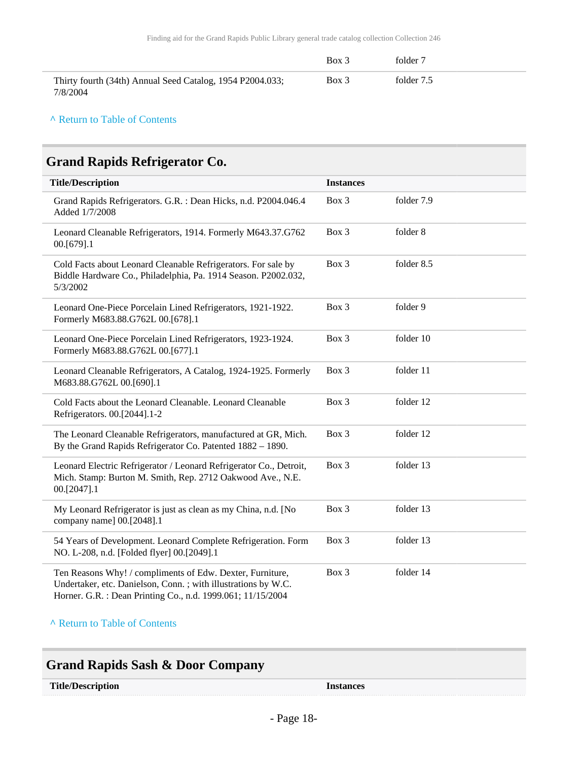| | Box 3 | folder 7 |
|---|---|---|
| Thirty fourth (34th) Annual Seed Catalog, 1954 P2004.033; 7/8/2004 | Box 3 | folder 7.5 |

^ Return to Table of Contents

## Grand Rapids Refrigerator Co.

| Title/Description | Instances | |
|---|---|---|
| Grand Rapids Refrigerators. G.R. : Dean Hicks, n.d. P2004.046.4 Added 1/7/2008 | Box 3 | folder 7.9 |
| Leonard Cleanable Refrigerators, 1914. Formerly M643.37.G762 00.[679].1 | Box 3 | folder 8 |
| Cold Facts about Leonard Cleanable Refrigerators. For sale by Biddle Hardware Co., Philadelphia, Pa. 1914 Season. P2002.032, 5/3/2002 | Box 3 | folder 8.5 |
| Leonard One-Piece Porcelain Lined Refrigerators, 1921-1922. Formerly M683.88.G762L 00.[678].1 | Box 3 | folder 9 |
| Leonard One-Piece Porcelain Lined Refrigerators, 1923-1924. Formerly M683.88.G762L 00.[677].1 | Box 3 | folder 10 |
| Leonard Cleanable Refrigerators, A Catalog, 1924-1925. Formerly M683.88.G762L 00.[690].1 | Box 3 | folder 11 |
| Cold Facts about the Leonard Cleanable. Leonard Cleanable Refrigerators. 00.[2044].1-2 | Box 3 | folder 12 |
| The Leonard Cleanable Refrigerators, manufactured at GR, Mich. By the Grand Rapids Refrigerator Co. Patented 1882 – 1890. | Box 3 | folder 12 |
| Leonard Electric Refrigerator / Leonard Refrigerator Co., Detroit, Mich. Stamp: Burton M. Smith, Rep. 2712 Oakwood Ave., N.E. 00.[2047].1 | Box 3 | folder 13 |
| My Leonard Refrigerator is just as clean as my China, n.d. [No company name] 00.[2048].1 | Box 3 | folder 13 |
| 54 Years of Development. Leonard Complete Refrigeration. Form NO. L-208, n.d. [Folded flyer] 00.[2049].1 | Box 3 | folder 13 |
| Ten Reasons Why! / compliments of Edw. Dexter, Furniture, Undertaker, etc. Danielson, Conn. ; with illustrations by W.C. Horner. G.R. : Dean Printing Co., n.d. 1999.061; 11/15/2004 | Box 3 | folder 14 |

^ Return to Table of Contents

## Grand Rapids Sash & Door Company

| Title/Description | Instances |
|---|---|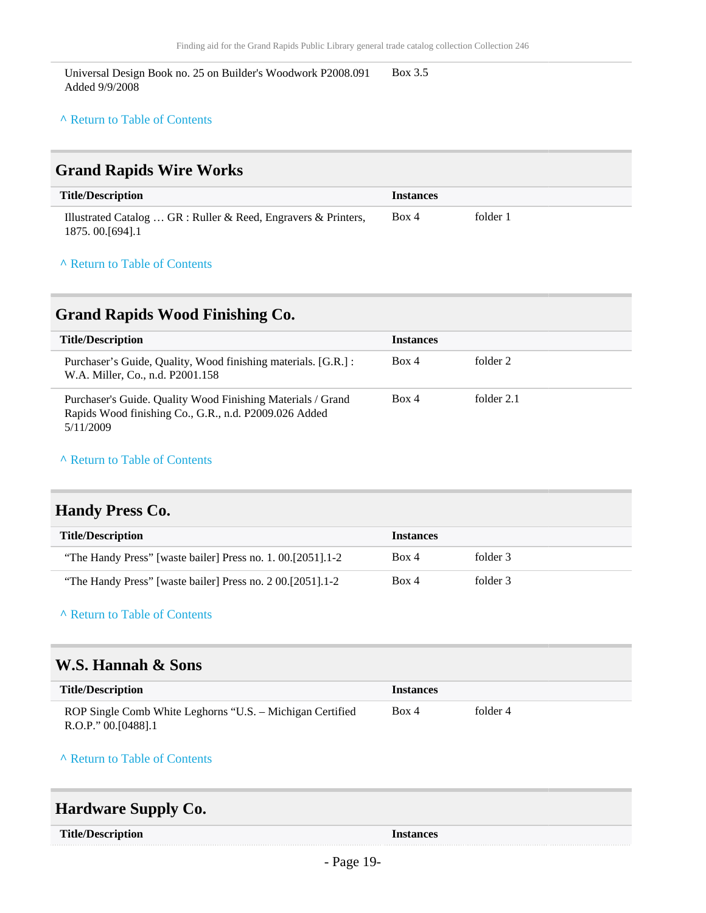| Title/Description | Instances | |
|---|---|---|
| Universal Design Book no. 25 on Builder's Woodwork P2008.091 Added 9/9/2008 | Box 3.5 | |

^ Return to Table of Contents

## Grand Rapids Wire Works

| Title/Description | Instances | |
|---|---|---|
| Illustrated Catalog … GR : Ruller & Reed, Engravers & Printers, 1875. 00.[694].1 | Box 4 | folder 1 |

^ Return to Table of Contents

## Grand Rapids Wood Finishing Co.

| Title/Description | Instances | |
|---|---|---|
| Purchaser’s Guide, Quality, Wood finishing materials. [G.R.] : W.A. Miller, Co., n.d. P2001.158 | Box 4 | folder 2 |
| Purchaser's Guide. Quality Wood Finishing Materials / Grand Rapids Wood finishing Co., G.R., n.d. P2009.026 Added 5/11/2009 | Box 4 | folder 2.1 |

^ Return to Table of Contents

## Handy Press Co.

| Title/Description | Instances | |
|---|---|---|
| “The Handy Press” [waste bailer] Press no. 1. 00.[2051].1-2 | Box 4 | folder 3 |
| “The Handy Press” [waste bailer] Press no. 2 00.[2051].1-2 | Box 4 | folder 3 |

^ Return to Table of Contents

## W.S. Hannah & Sons

| Title/Description | Instances | |
|---|---|---|
| ROP Single Comb White Leghorns “U.S. – Michigan Certified R.O.P.” 00.[0488].1 | Box 4 | folder 4 |

^ Return to Table of Contents

## Hardware Supply Co.

| Title/Description | Instances |
|---|---|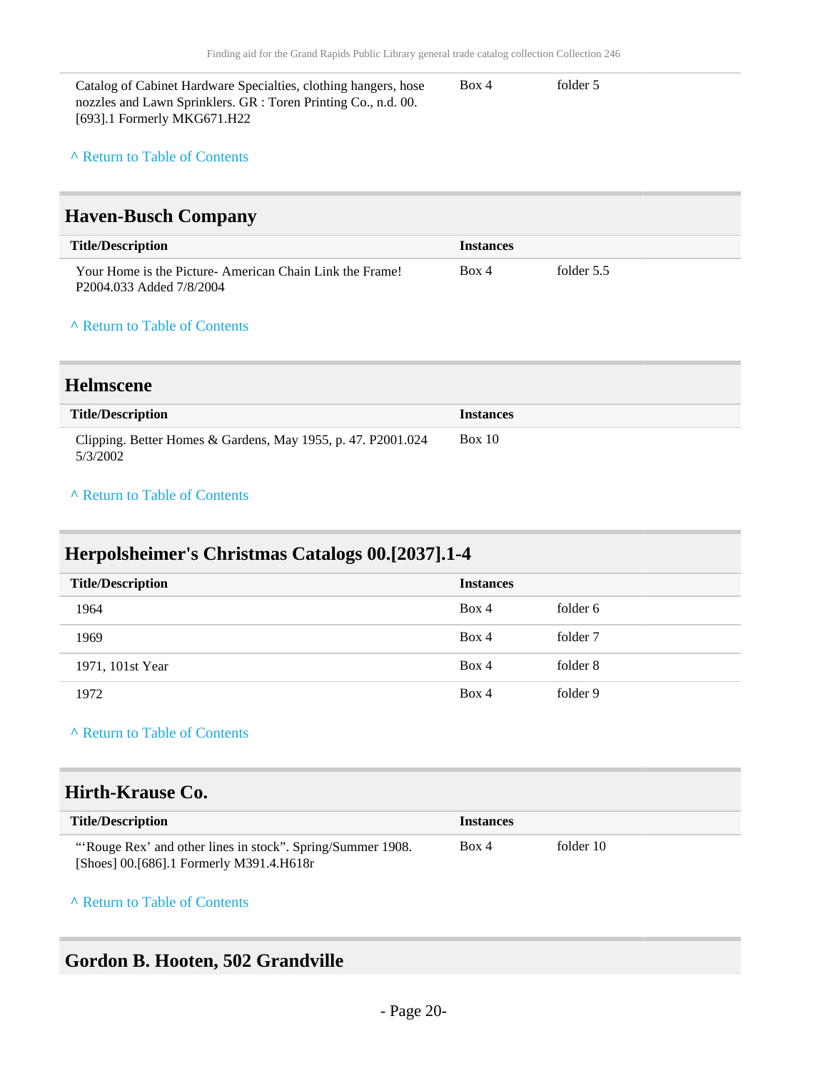| Title/Description | Instances | |
|---|---|---|
| Catalog of Cabinet Hardware Specialties, clothing hangers, hose nozzles and Lawn Sprinklers. GR : Toren Printing Co., n.d. 00.[693].1 Formerly MKG671.H22 | Box 4 | folder 5 |

^ Return to Table of Contents

## Haven-Busch Company

| Title/Description | Instances | |
|---|---|---|
| Your Home is the Picture- American Chain Link the Frame! P2004.033 Added 7/8/2004 | Box 4 | folder 5.5 |

^ Return to Table of Contents

## Helmscene

| Title/Description | Instances |
|---|---|
| Clipping. Better Homes & Gardens, May 1955, p. 47. P2001.024 5/3/2002 | Box 10 |

^ Return to Table of Contents

## Herpolsheimer's Christmas Catalogs 00.[2037].1-4

| Title/Description | Instances | |
|---|---|---|
| 1964 | Box 4 | folder 6 |
| 1969 | Box 4 | folder 7 |
| 1971, 101st Year | Box 4 | folder 8 |
| 1972 | Box 4 | folder 9 |

^ Return to Table of Contents

## Hirth-Krause Co.

| Title/Description | Instances | |
|---|---|---|
| "'Rouge Rex' and other lines in stock". Spring/Summer 1908. [Shoes] 00.[686].1 Formerly M391.4.H618r | Box 4 | folder 10 |

^ Return to Table of Contents

## Gordon B. Hooten, 502 Grandville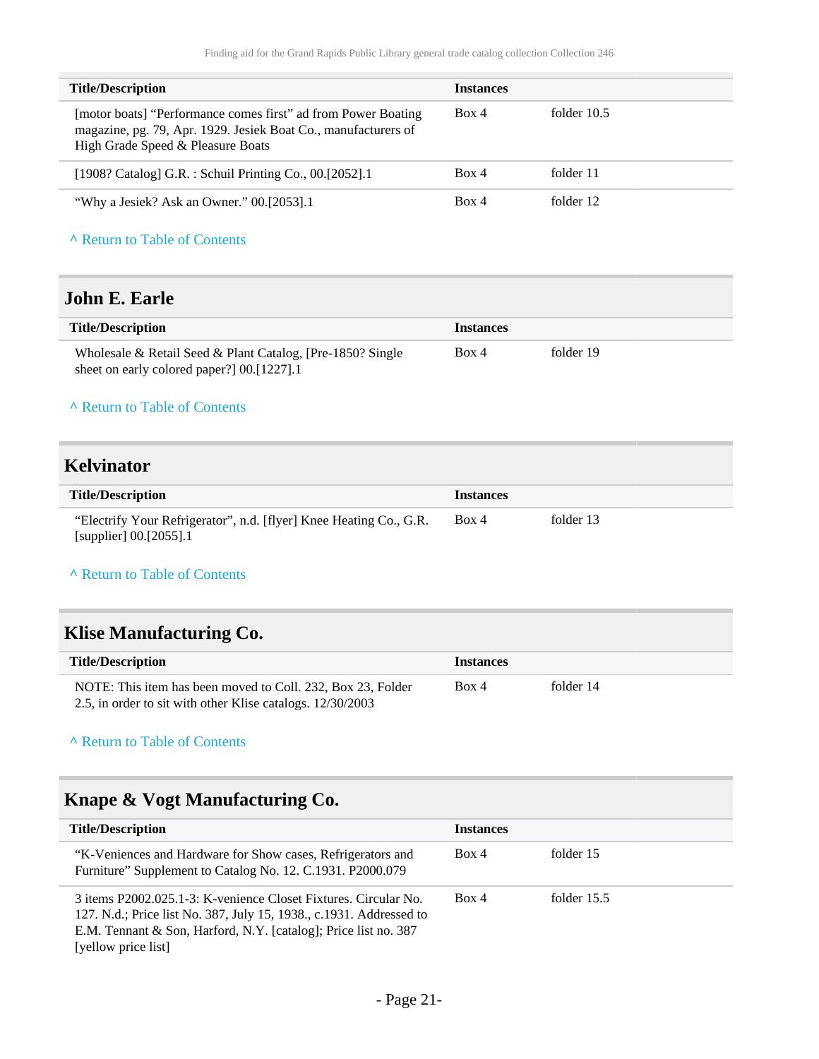| Title/Description | Instances | |
|---|---|---|
| [motor boats] “Performance comes first” ad from Power Boating magazine, pg. 79, Apr. 1929. Jesiek Boat Co., manufacturers of High Grade Speed & Pleasure Boats | Box 4 | folder 10.5 |
| [1908? Catalog] G.R. : Schuil Printing Co., 00.[2052].1 | Box 4 | folder 11 |
| “Why a Jesiek? Ask an Owner.” 00.[2053].1 | Box 4 | folder 12 |

^ Return to Table of Contents

## John E. Earle

| Title/Description | Instances | |
|---|---|---|
| Wholesale & Retail Seed & Plant Catalog, [Pre-1850? Single sheet on early colored paper?] 00.[1227].1 | Box 4 | folder 19 |

^ Return to Table of Contents

## Kelvinator

| Title/Description | Instances | |
|---|---|---|
| “Electrify Your Refrigerator”, n.d. [flyer] Knee Heating Co., G.R. [supplier] 00.[2055].1 | Box 4 | folder 13 |

^ Return to Table of Contents

## Klise Manufacturing Co.

| Title/Description | Instances | |
|---|---|---|
| NOTE: This item has been moved to Coll. 232, Box 23, Folder 2.5, in order to sit with other Klise catalogs. 12/30/2003 | Box 4 | folder 14 |

^ Return to Table of Contents

## Knape & Vogt Manufacturing Co.

| Title/Description | Instances | |
|---|---|---|
| “K-Veniences and Hardware for Show cases, Refrigerators and Furniture” Supplement to Catalog No. 12. C.1931. P2000.079 | Box 4 | folder 15 |
| 3 items P2002.025.1-3: K-venience Closet Fixtures. Circular No. 127. N.d.; Price list No. 387, July 15, 1938., c.1931. Addressed to E.M. Tennant & Son, Harford, N.Y. [catalog]; Price list no. 387 [yellow price list] | Box 4 | folder 15.5 |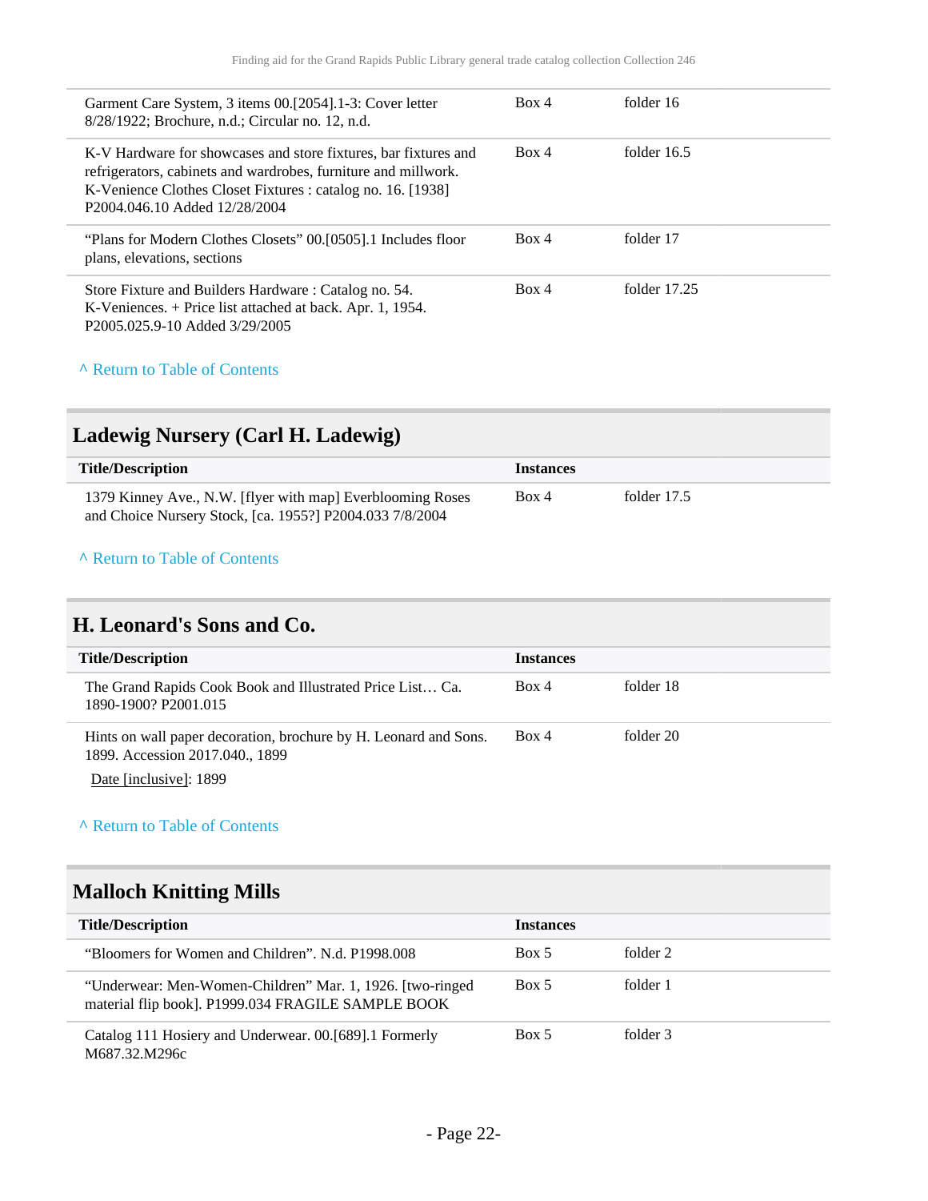| Title/Description | Instances | |
|---|---|---|
| Garment Care System, 3 items 00.[2054].1-3: Cover letter 8/28/1922; Brochure, n.d.; Circular no. 12, n.d. | Box 4 | folder 16 |
| K-V Hardware for showcases and store fixtures, bar fixtures and refrigerators, cabinets and wardrobes, furniture and millwork. K-Venience Clothes Closet Fixtures : catalog no. 16. [1938] P2004.046.10 Added 12/28/2004 | Box 4 | folder 16.5 |
| "Plans for Modern Clothes Closets" 00.[0505].1 Includes floor plans, elevations, sections | Box 4 | folder 17 |
| Store Fixture and Builders Hardware : Catalog no. 54. K-Veniences. + Price list attached at back. Apr. 1, 1954. P2005.025.9-10 Added 3/29/2005 | Box 4 | folder 17.25 |

^ Return to Table of Contents

## Ladewig Nursery (Carl H. Ladewig)

| Title/Description | Instances | |
|---|---|---|
| 1379 Kinney Ave., N.W. [flyer with map] Everblooming Roses and Choice Nursery Stock, [ca. 1955?] P2004.033 7/8/2004 | Box 4 | folder 17.5 |

^ Return to Table of Contents

## H. Leonard's Sons and Co.

| Title/Description | Instances | |
|---|---|---|
| The Grand Rapids Cook Book and Illustrated Price List… Ca. 1890-1900? P2001.015 | Box 4 | folder 18 |
| Hints on wall paper decoration, brochure by H. Leonard and Sons. 1899. Accession 2017.040., 1899<br>Date [inclusive]: 1899 | Box 4 | folder 20 |

^ Return to Table of Contents

## Malloch Knitting Mills

| Title/Description | Instances | |
|---|---|---|
| "Bloomers for Women and Children". N.d. P1998.008 | Box 5 | folder 2 |
| "Underwear: Men-Women-Children" Mar. 1, 1926. [two-ringed material flip book]. P1999.034 FRAGILE SAMPLE BOOK | Box 5 | folder 1 |
| Catalog 111 Hosiery and Underwear. 00.[689].1 Formerly M687.32.M296c | Box 5 | folder 3 |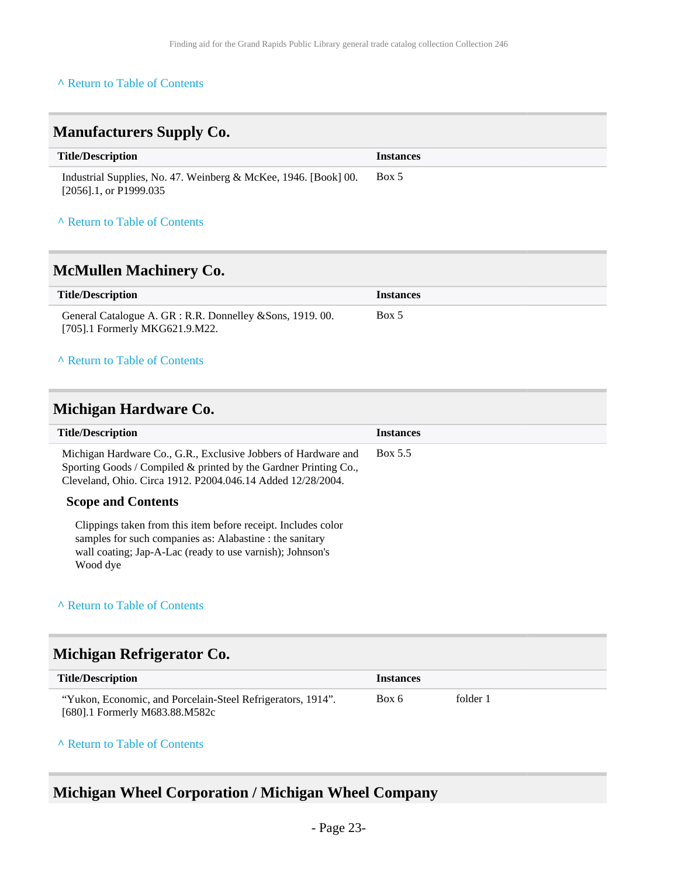^ Return to Table of Contents

## Manufacturers Supply Co.

| Title/Description | Instances | |
|---|---|---|
| Industrial Supplies, No. 47. Weinberg & McKee, 1946. [Book] 00. [2056].1, or P1999.035 | Box 5 | |

^ Return to Table of Contents

## McMullen Machinery Co.

| Title/Description | Instances | |
|---|---|---|
| General Catalogue A. GR : R.R. Donnelley &Sons, 1919. 00. [705].1 Formerly MKG621.9.M22. | Box 5 | |

^ Return to Table of Contents

## Michigan Hardware Co.

| Title/Description | Instances | |
|---|---|---|
| Michigan Hardware Co., G.R., Exclusive Jobbers of Hardware and Sporting Goods / Compiled & printed by the Gardner Printing Co., Cleveland, Ohio. Circa 1912. P2004.046.14 Added 12/28/2004. | Box 5.5 | |

### Scope and Contents

Clippings taken from this item before receipt. Includes color samples for such companies as: Alabastine : the sanitary wall coating; Jap-A-Lac (ready to use varnish); Johnson's Wood dye

^ Return to Table of Contents

## Michigan Refrigerator Co.

| Title/Description | Instances | |
|---|---|---|
| "Yukon, Economic, and Porcelain-Steel Refrigerators, 1914". [680].1 Formerly M683.88.M582c | Box 6 | folder 1 |

^ Return to Table of Contents

## Michigan Wheel Corporation / Michigan Wheel Company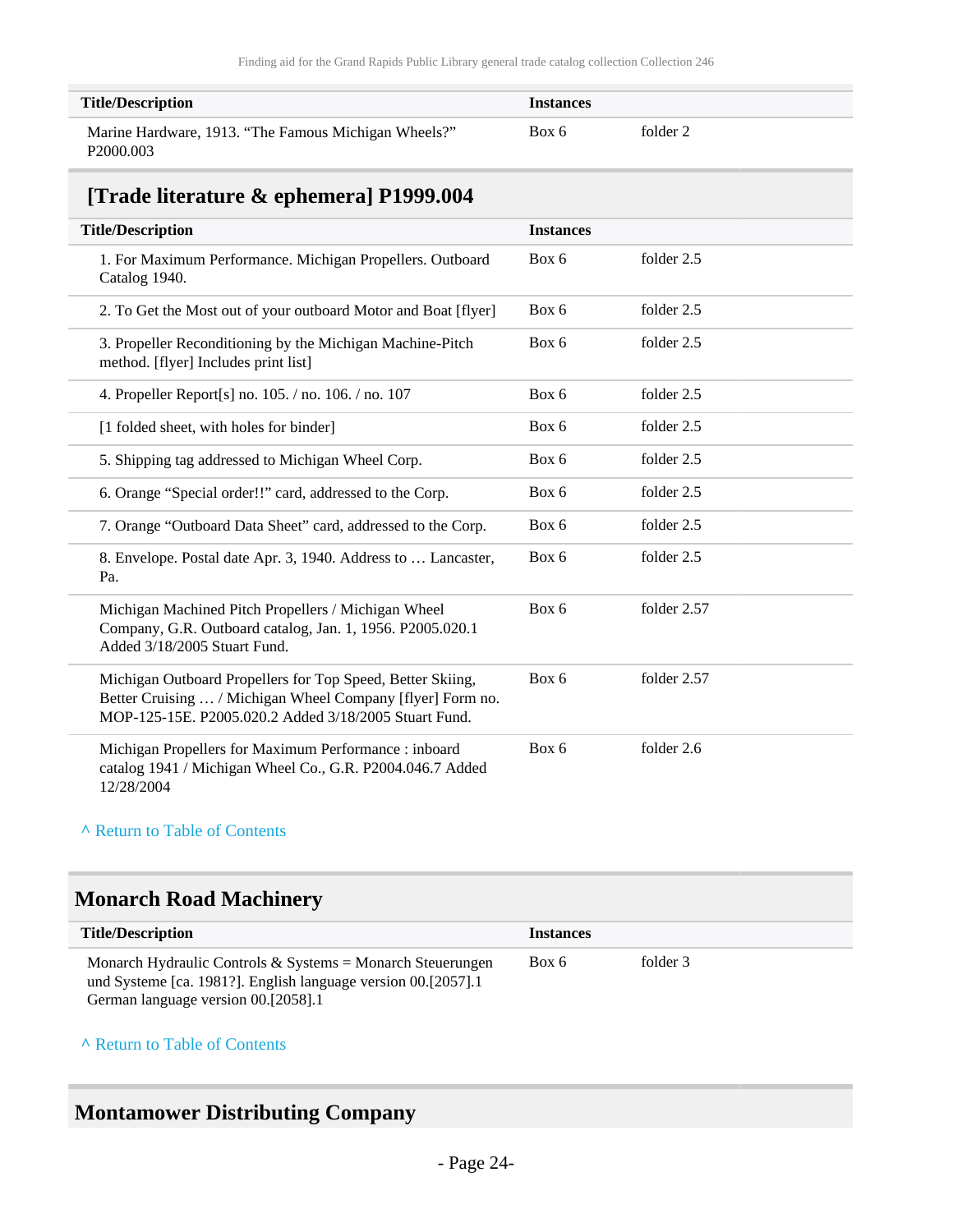| Title/Description | Instances | |
|---|---|---|
| Marine Hardware, 1913. “The Famous Michigan Wheels?” P2000.003 | Box 6 | folder 2 |

## [Trade literature & ephemera] P1999.004

| Title/Description | Instances | |
|---|---|---|
| 1. For Maximum Performance. Michigan Propellers. Outboard Catalog 1940. | Box 6 | folder 2.5 |
| 2. To Get the Most out of your outboard Motor and Boat [flyer] | Box 6 | folder 2.5 |
| 3. Propeller Reconditioning by the Michigan Machine-Pitch method. [flyer] Includes print list] | Box 6 | folder 2.5 |
| 4. Propeller Report[s] no. 105. / no. 106. / no. 107 | Box 6 | folder 2.5 |
| [1 folded sheet, with holes for binder] | Box 6 | folder 2.5 |
| 5. Shipping tag addressed to Michigan Wheel Corp. | Box 6 | folder 2.5 |
| 6. Orange “Special order!!” card, addressed to the Corp. | Box 6 | folder 2.5 |
| 7. Orange “Outboard Data Sheet” card, addressed to the Corp. | Box 6 | folder 2.5 |
| 8. Envelope. Postal date Apr. 3, 1940. Address to … Lancaster, Pa. | Box 6 | folder 2.5 |
| Michigan Machined Pitch Propellers / Michigan Wheel Company, G.R. Outboard catalog, Jan. 1, 1956. P2005.020.1 Added 3/18/2005 Stuart Fund. | Box 6 | folder 2.57 |
| Michigan Outboard Propellers for Top Speed, Better Skiing, Better Cruising … / Michigan Wheel Company [flyer] Form no. MOP-125-15E. P2005.020.2 Added 3/18/2005 Stuart Fund. | Box 6 | folder 2.57 |
| Michigan Propellers for Maximum Performance : inboard catalog 1941 / Michigan Wheel Co., G.R. P2004.046.7 Added 12/28/2004 | Box 6 | folder 2.6 |

^ Return to Table of Contents

## Monarch Road Machinery

| Title/Description | Instances | |
|---|---|---|
| Monarch Hydraulic Controls & Systems = Monarch Steuerungen und Systeme [ca. 1981?]. English language version 00.[2057].1 German language version 00.[2058].1 | Box 6 | folder 3 |

^ Return to Table of Contents

## Montamower Distributing Company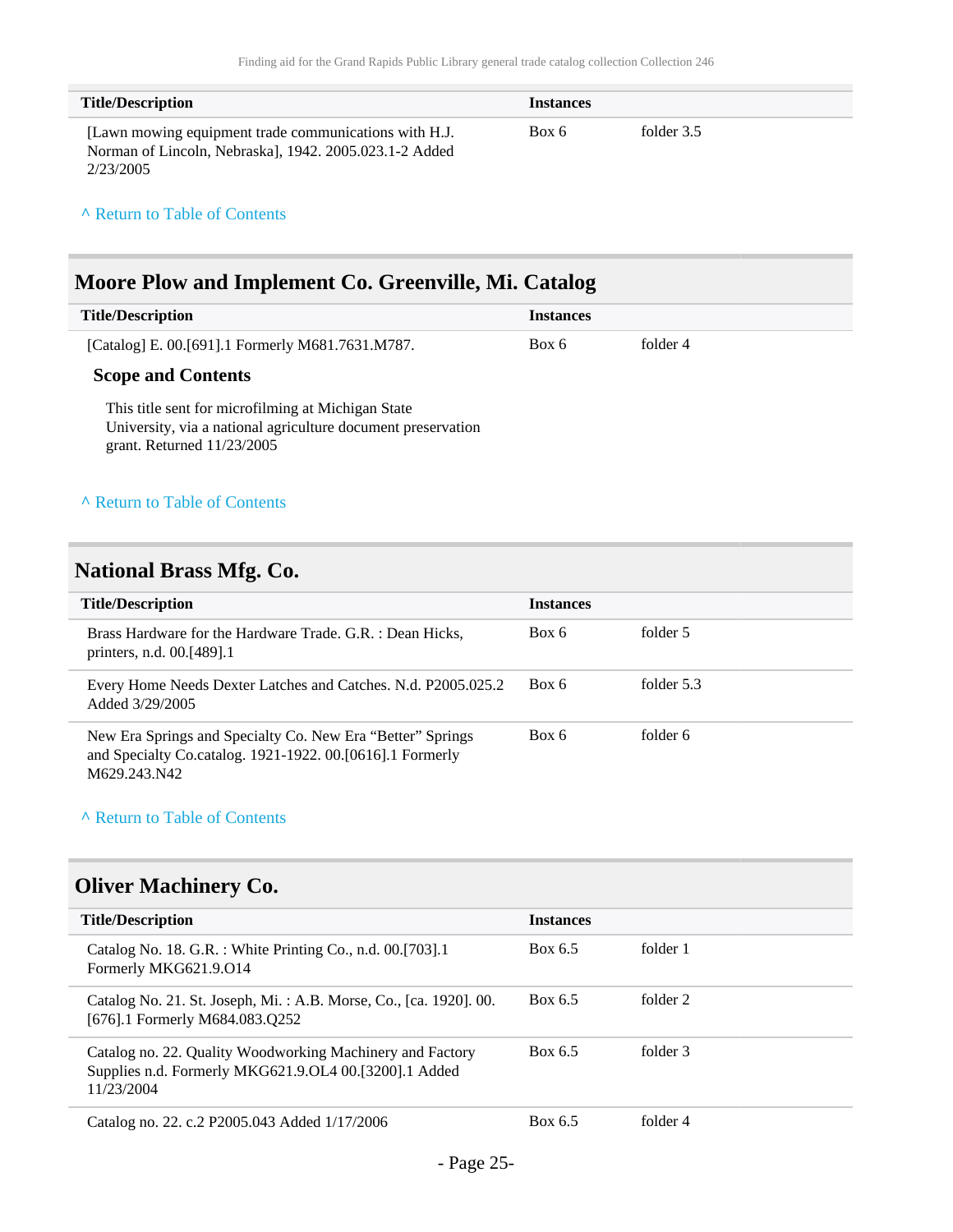| Title/Description | Instances | |
|---|---|---|
| [Lawn mowing equipment trade communications with H.J. Norman of Lincoln, Nebraska], 1942. 2005.023.1-2 Added 2/23/2005 | Box 6 | folder 3.5 |

^ Return to Table of Contents

## Moore Plow and Implement Co. Greenville, Mi. Catalog

| Title/Description | Instances | |
|---|---|---|
| [Catalog] E. 00.[691].1 Formerly M681.7631.M787. | Box 6 | folder 4 |

### Scope and Contents

This title sent for microfilming at Michigan State University, via a national agriculture document preservation grant. Returned 11/23/2005

^ Return to Table of Contents

## National Brass Mfg. Co.

| Title/Description | Instances | |
|---|---|---|
| Brass Hardware for the Hardware Trade. G.R. : Dean Hicks, printers, n.d. 00.[489].1 | Box 6 | folder 5 |
| Every Home Needs Dexter Latches and Catches. N.d. P2005.025.2 Added 3/29/2005 | Box 6 | folder 5.3 |
| New Era Springs and Specialty Co. New Era “Better” Springs and Specialty Co.catalog. 1921-1922. 00.[0616].1 Formerly M629.243.N42 | Box 6 | folder 6 |

^ Return to Table of Contents

## Oliver Machinery Co.

| Title/Description | Instances | |
|---|---|---|
| Catalog No. 18. G.R. : White Printing Co., n.d. 00.[703].1 Formerly MKG621.9.O14 | Box 6.5 | folder 1 |
| Catalog No. 21. St. Joseph, Mi. : A.B. Morse, Co., [ca. 1920]. 00.[676].1 Formerly M684.083.Q252 | Box 6.5 | folder 2 |
| Catalog no. 22. Quality Woodworking Machinery and Factory Supplies n.d. Formerly MKG621.9.OL4 00.[3200].1 Added 11/23/2004 | Box 6.5 | folder 3 |
| Catalog no. 22. c.2 P2005.043 Added 1/17/2006 | Box 6.5 | folder 4 |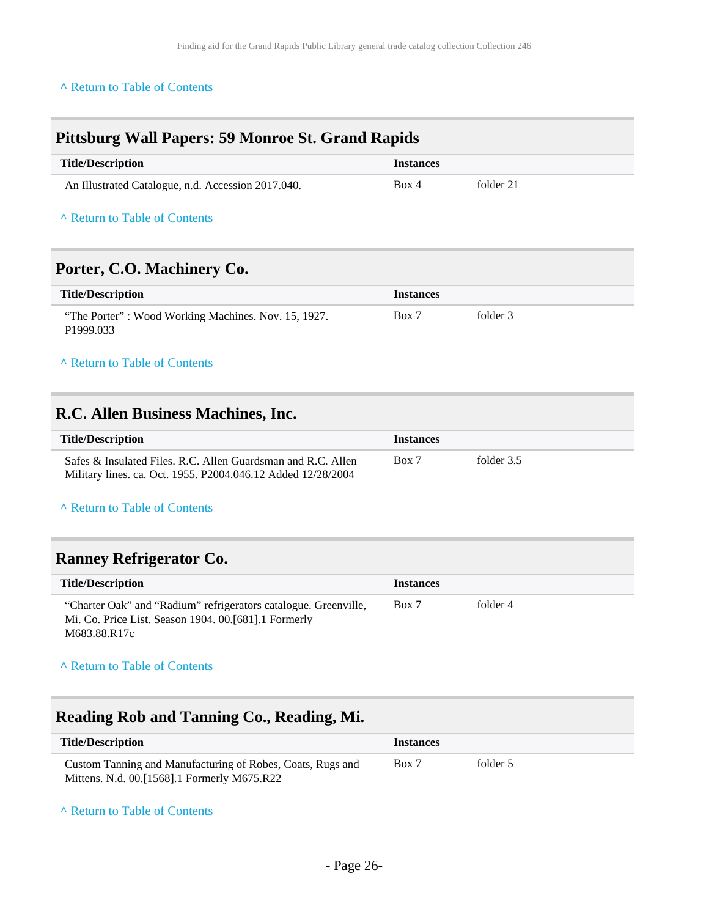^ Return to Table of Contents

## Pittsburg Wall Papers: 59 Monroe St. Grand Rapids

| Title/Description | Instances | |
|---|---|---|
| An Illustrated Catalogue, n.d. Accession 2017.040. | Box 4 | folder 21 |

^ Return to Table of Contents

## Porter, C.O. Machinery Co.

| Title/Description | Instances | |
|---|---|---|
| "The Porter" : Wood Working Machines. Nov. 15, 1927. P1999.033 | Box 7 | folder 3 |

^ Return to Table of Contents

## R.C. Allen Business Machines, Inc.

| Title/Description | Instances | |
|---|---|---|
| Safes & Insulated Files. R.C. Allen Guardsman and R.C. Allen Military lines. ca. Oct. 1955. P2004.046.12 Added 12/28/2004 | Box 7 | folder 3.5 |

^ Return to Table of Contents

## Ranney Refrigerator Co.

| Title/Description | Instances | |
|---|---|---|
| "Charter Oak" and "Radium" refrigerators catalogue. Greenville, Mi. Co. Price List. Season 1904. 00.[681].1 Formerly M683.88.R17c | Box 7 | folder 4 |

^ Return to Table of Contents

## Reading Rob and Tanning Co., Reading, Mi.

| Title/Description | Instances | |
|---|---|---|
| Custom Tanning and Manufacturing of Robes, Coats, Rugs and Mittens. N.d. 00.[1568].1 Formerly M675.R22 | Box 7 | folder 5 |

^ Return to Table of Contents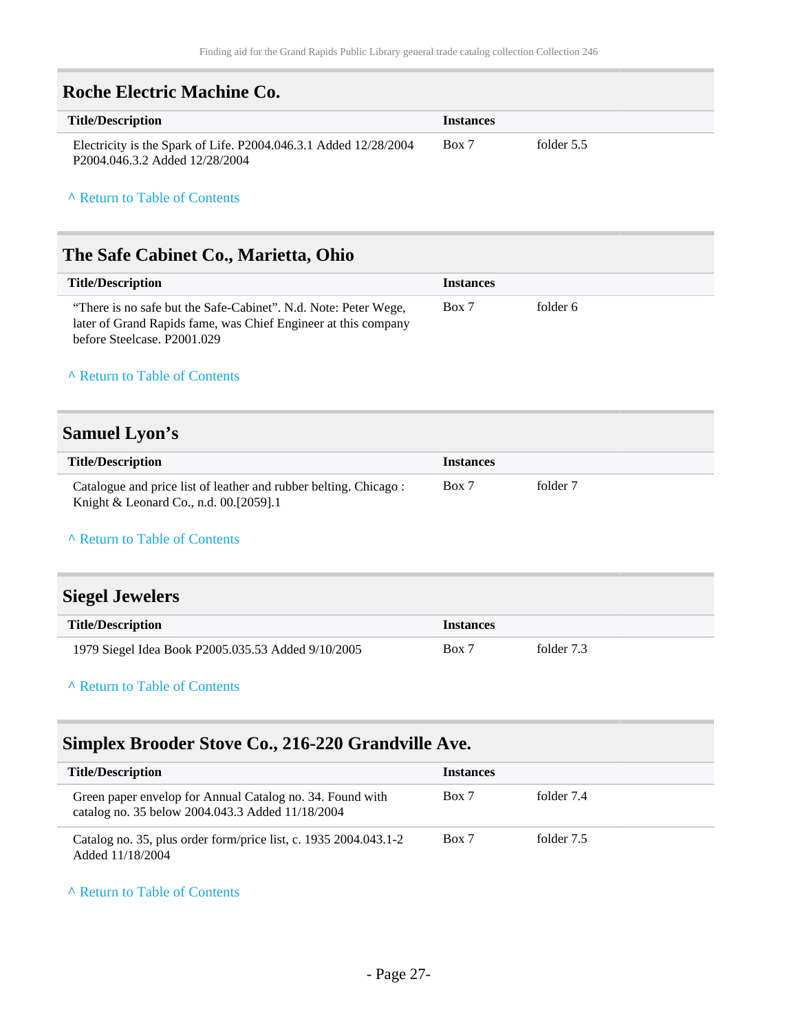## Roche Electric Machine Co.

| Title/Description | Instances | |
|---|---|---|
| Electricity is the Spark of Life. P2004.046.3.1 Added 12/28/2004 P2004.046.3.2 Added 12/28/2004 | Box 7 | folder 5.5 |

^ Return to Table of Contents

## The Safe Cabinet Co., Marietta, Ohio

| Title/Description | Instances | |
|---|---|---|
| “There is no safe but the Safe-Cabinet”. N.d. Note: Peter Wege, later of Grand Rapids fame, was Chief Engineer at this company before Steelcase. P2001.029 | Box 7 | folder 6 |

^ Return to Table of Contents

## Samuel Lyon’s

| Title/Description | Instances | |
|---|---|---|
| Catalogue and price list of leather and rubber belting. Chicago : Knight & Leonard Co., n.d. 00.[2059].1 | Box 7 | folder 7 |

^ Return to Table of Contents

## Siegel Jewelers

| Title/Description | Instances | |
|---|---|---|
| 1979 Siegel Idea Book P2005.035.53 Added 9/10/2005 | Box 7 | folder 7.3 |

^ Return to Table of Contents

## Simplex Brooder Stove Co., 216-220 Grandville Ave.

| Title/Description | Instances | |
|---|---|---|
| Green paper envelop for Annual Catalog no. 34. Found with catalog no. 35 below 2004.043.3 Added 11/18/2004 | Box 7 | folder 7.4 |
| Catalog no. 35, plus order form/price list, c. 1935 2004.043.1-2 Added 11/18/2004 | Box 7 | folder 7.5 |

^ Return to Table of Contents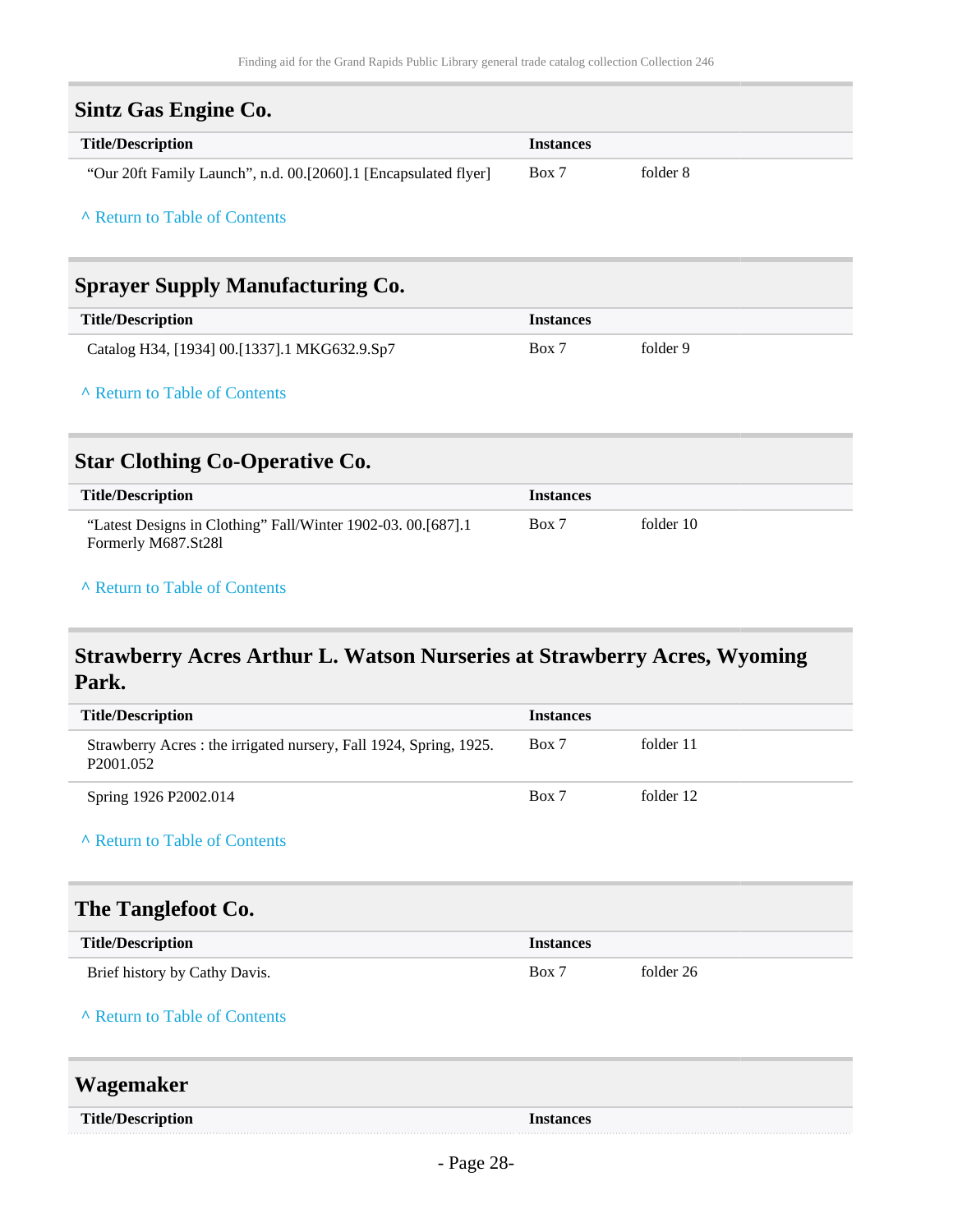## Sintz Gas Engine Co.

| Title/Description | Instances | |
|---|---|---|
| “Our 20ft Family Launch”, n.d. 00.[2060].1 [Encapsulated flyer] | Box 7 | folder 8 |

^ Return to Table of Contents

## Sprayer Supply Manufacturing Co.

| Title/Description | Instances | |
|---|---|---|
| Catalog H34, [1934] 00.[1337].1 MKG632.9.Sp7 | Box 7 | folder 9 |

^ Return to Table of Contents

## Star Clothing Co-Operative Co.

| Title/Description | Instances | |
|---|---|---|
| “Latest Designs in Clothing” Fall/Winter 1902-03. 00.[687].1 Formerly M687.St28l | Box 7 | folder 10 |

^ Return to Table of Contents

## Strawberry Acres Arthur L. Watson Nurseries at Strawberry Acres, Wyoming Park.

| Title/Description | Instances | |
|---|---|---|
| Strawberry Acres : the irrigated nursery, Fall 1924, Spring, 1925. P2001.052 | Box 7 | folder 11 |
| Spring 1926 P2002.014 | Box 7 | folder 12 |

^ Return to Table of Contents

## The Tanglefoot Co.

| Title/Description | Instances | |
|---|---|---|
| Brief history by Cathy Davis. | Box 7 | folder 26 |

^ Return to Table of Contents

## Wagemaker

| Title/Description | Instances | |
|---|---|---|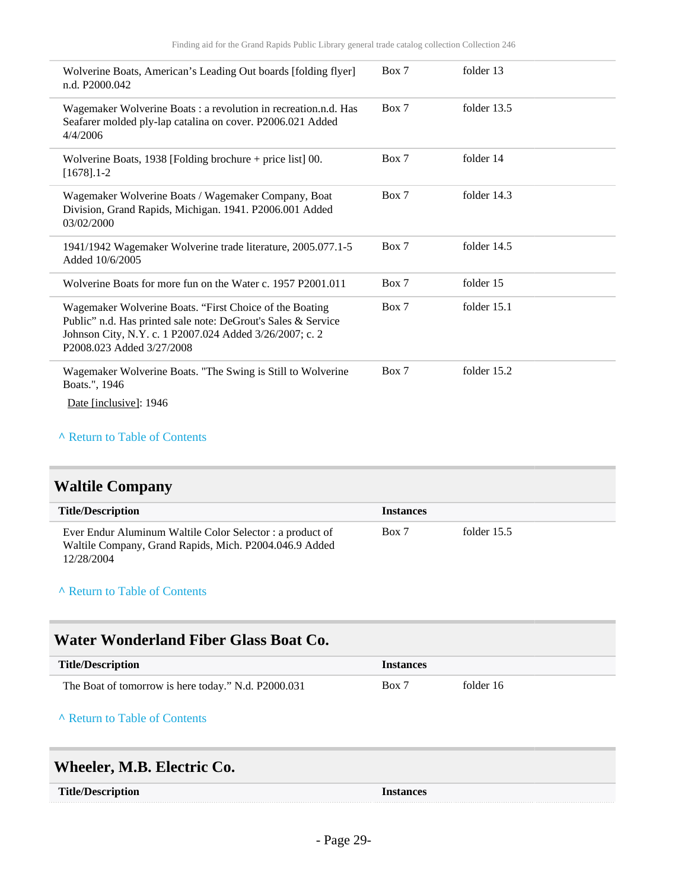| Title/Description | Instances | |
|---|---|---|
| Wolverine Boats, American's Leading Out boards [folding flyer] n.d. P2000.042 | Box 7 | folder 13 |
| Wagemaker Wolverine Boats : a revolution in recreation.n.d. Has Seafarer molded ply-lap catalina on cover. P2006.021 Added 4/4/2006 | Box 7 | folder 13.5 |
| Wolverine Boats, 1938 [Folding brochure + price list] 00.[1678].1-2 | Box 7 | folder 14 |
| Wagemaker Wolverine Boats / Wagemaker Company, Boat Division, Grand Rapids, Michigan. 1941. P2006.001 Added 03/02/2000 | Box 7 | folder 14.3 |
| 1941/1942 Wagemaker Wolverine trade literature, 2005.077.1-5 Added 10/6/2005 | Box 7 | folder 14.5 |
| Wolverine Boats for more fun on the Water c. 1957 P2001.011 | Box 7 | folder 15 |
| Wagemaker Wolverine Boats. "First Choice of the Boating Public" n.d. Has printed sale note: DeGrout's Sales & Service Johnson City, N.Y. c. 1 P2007.024 Added 3/26/2007; c. 2 P2008.023 Added 3/27/2008 | Box 7 | folder 15.1 |
| Wagemaker Wolverine Boats. "The Swing is Still to Wolverine Boats.", 1946<br>Date [inclusive]: 1946 | Box 7 | folder 15.2 |

^ Return to Table of Contents

## Waltile Company

| Title/Description | Instances | |
|---|---|---|
| Ever Endur Aluminum Waltile Color Selector : a product of Waltile Company, Grand Rapids, Mich. P2004.046.9 Added 12/28/2004 | Box 7 | folder 15.5 |

^ Return to Table of Contents

## Water Wonderland Fiber Glass Boat Co.

| Title/Description | Instances | |
|---|---|---|
| The Boat of tomorrow is here today." N.d. P2000.031 | Box 7 | folder 16 |

^ Return to Table of Contents

## Wheeler, M.B. Electric Co.

| Title/Description | Instances |
|---|---|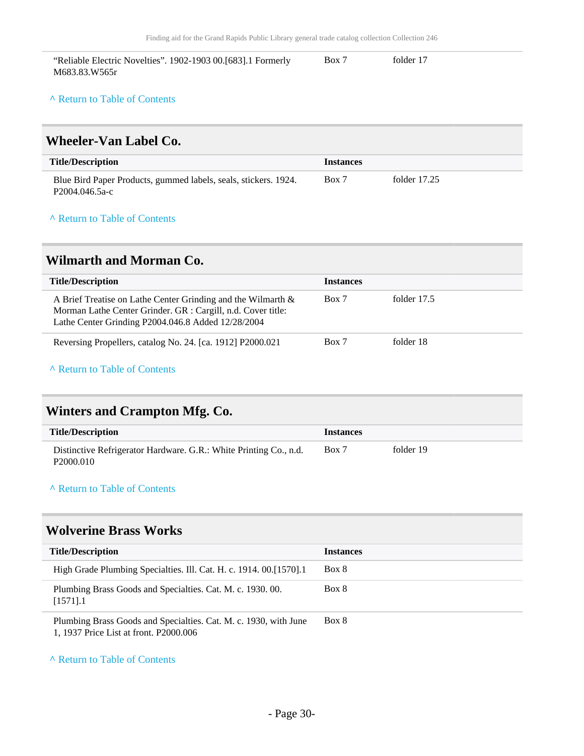| | | |
|---|---|---|
| “Reliable Electric Novelties”. 1902-1903 00.[683].1 Formerly M683.83.W565r | Box 7 | folder 17 |

^ Return to Table of Contents

## Wheeler-Van Label Co.

| Title/Description | Instances | |
|---|---|---|
| Blue Bird Paper Products, gummed labels, seals, stickers. 1924. P2004.046.5a-c | Box 7 | folder 17.25 |

^ Return to Table of Contents

## Wilmarth and Morman Co.

| Title/Description | Instances | |
|---|---|---|
| A Brief Treatise on Lathe Center Grinding and the Wilmarth & Morman Lathe Center Grinder. GR : Cargill, n.d. Cover title: Lathe Center Grinding P2004.046.8 Added 12/28/2004 | Box 7 | folder 17.5 |
| Reversing Propellers, catalog No. 24. [ca. 1912] P2000.021 | Box 7 | folder 18 |

^ Return to Table of Contents

## Winters and Crampton Mfg. Co.

| Title/Description | Instances | |
|---|---|---|
| Distinctive Refrigerator Hardware. G.R.: White Printing Co., n.d. P2000.010 | Box 7 | folder 19 |

^ Return to Table of Contents

## Wolverine Brass Works

| Title/Description | Instances |
|---|---|
| High Grade Plumbing Specialties. Ill. Cat. H. c. 1914. 00.[1570].1 | Box 8 |
| Plumbing Brass Goods and Specialties. Cat. M. c. 1930. 00.[1571].1 | Box 8 |
| Plumbing Brass Goods and Specialties. Cat. M. c. 1930, with June 1, 1937 Price List at front. P2000.006 | Box 8 |

^ Return to Table of Contents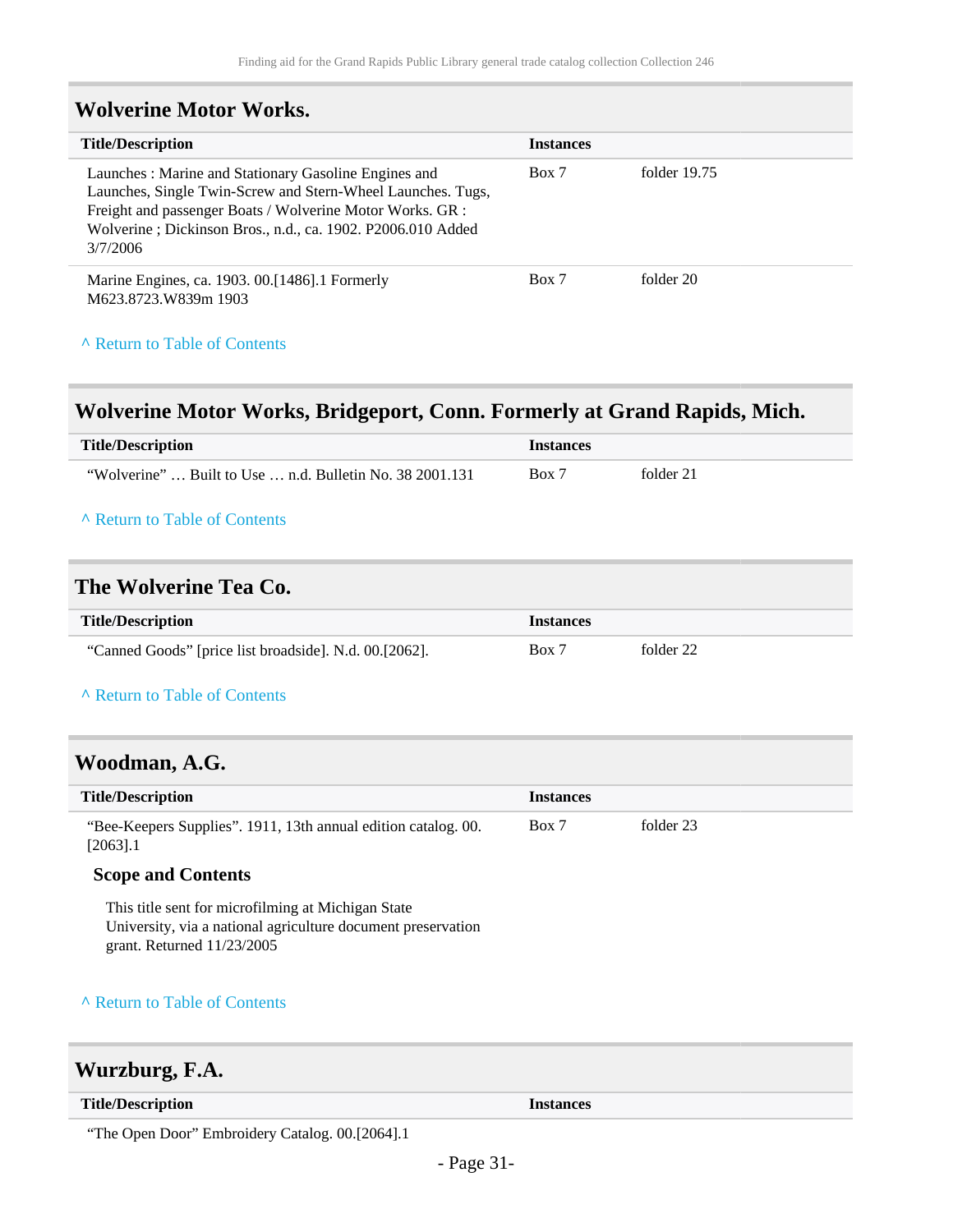## Wolverine Motor Works.

| Title/Description | Instances | |
|---|---|---|
| Launches : Marine and Stationary Gasoline Engines and Launches, Single Twin-Screw and Stern-Wheel Launches. Tugs, Freight and passenger Boats / Wolverine Motor Works. GR : Wolverine ; Dickinson Bros., n.d., ca. 1902. P2006.010 Added 3/7/2006 | Box 7 | folder 19.75 |
| Marine Engines, ca. 1903. 00.[1486].1 Formerly M623.8723.W839m 1903 | Box 7 | folder 20 |

^ Return to Table of Contents

## Wolverine Motor Works, Bridgeport, Conn. Formerly at Grand Rapids, Mich.

| Title/Description | Instances | |
|---|---|---|
| "Wolverine" … Built to Use … n.d. Bulletin No. 38 2001.131 | Box 7 | folder 21 |

^ Return to Table of Contents

## The Wolverine Tea Co.

| Title/Description | Instances | |
|---|---|---|
| "Canned Goods" [price list broadside]. N.d. 00.[2062]. | Box 7 | folder 22 |

^ Return to Table of Contents

## Woodman, A.G.

| Title/Description | Instances | |
|---|---|---|
| "Bee-Keepers Supplies". 1911, 13th annual edition catalog. 00.[2063].1 | Box 7 | folder 23 |

### Scope and Contents

This title sent for microfilming at Michigan State University, via a national agriculture document preservation grant. Returned 11/23/2005

^ Return to Table of Contents

## Wurzburg, F.A.

| Title/Description | Instances |
|---|---|
| "The Open Door" Embroidery Catalog. 00.[2064].1 | |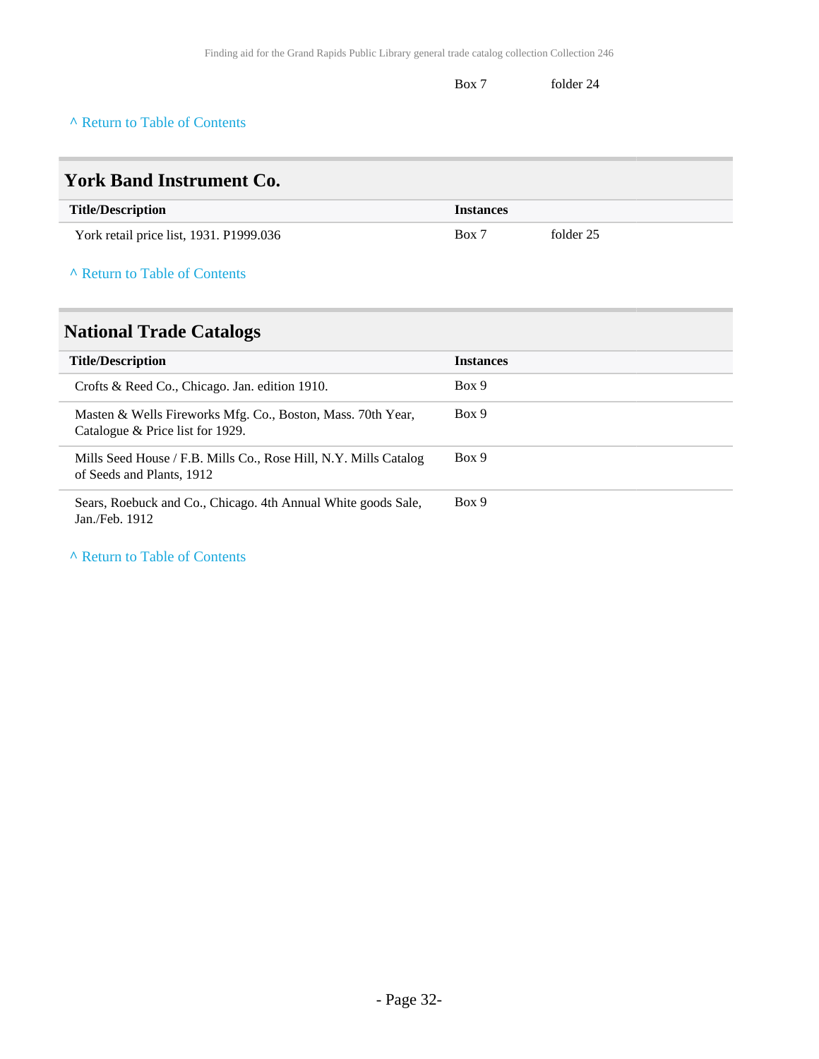| | | |
|---|---|---|
| | Box 7 | folder 24 |

^ Return to Table of Contents

## York Band Instrument Co.

| Title/Description | Instances | |
|---|---|---|
| York retail price list, 1931. P1999.036 | Box 7 | folder 25 |

^ Return to Table of Contents

## National Trade Catalogs

| Title/Description | Instances |
|---|---|
| Crofts & Reed Co., Chicago. Jan. edition 1910. | Box 9 |
| Masten & Wells Fireworks Mfg. Co., Boston, Mass. 70th Year, Catalogue & Price list for 1929. | Box 9 |
| Mills Seed House / F.B. Mills Co., Rose Hill, N.Y. Mills Catalog of Seeds and Plants, 1912 | Box 9 |
| Sears, Roebuck and Co., Chicago. 4th Annual White goods Sale, Jan./Feb. 1912 | Box 9 |

^ Return to Table of Contents